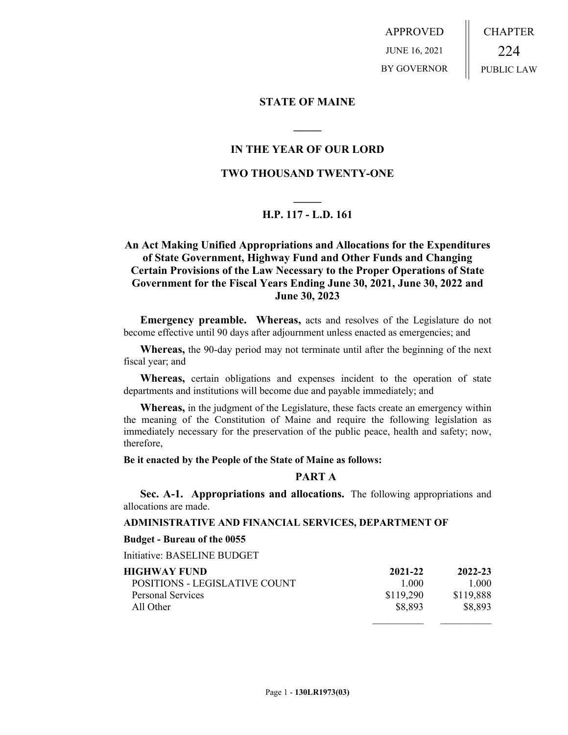APPROVED JUNE 16, 2021 BY GOVERNOR | CHAPTER 224 PUBLIC LAW

**STATE OF MAINE**

**IN THE YEAR OF OUR LORD**

**TWO THOUSAND TWENTY-ONE**

**H.P. 117 - L.D. 161**

**An Act Making Unified Appropriations and Allocations for the Expenditures of State Government, Highway Fund and Other Funds and Changing Certain Provisions of the Law Necessary to the Proper Operations of State Government for the Fiscal Years Ending June 30, 2021, June 30, 2022 and June 30, 2023**

**Emergency preamble. Whereas,** acts and resolves of the Legislature do not become effective until 90 days after adjournment unless enacted as emergencies; and

**Whereas,** the 90-day period may not terminate until after the beginning of the next fiscal year; and

**Whereas,** certain obligations and expenses incident to the operation of state departments and institutions will become due and payable immediately; and

**Whereas,** in the judgment of the Legislature, these facts create an emergency within the meaning of the Constitution of Maine and require the following legislation as immediately necessary for the preservation of the public peace, health and safety; now, therefore,

**Be it enacted by the People of the State of Maine as follows:**

## PART A

**Sec. A-1. Appropriations and allocations.** The following appropriations and allocations are made.

**ADMINISTRATIVE AND FINANCIAL SERVICES, DEPARTMENT OF**

**Budget - Bureau of the 0055**

Initiative: BASELINE BUDGET

| HIGHWAY FUND | 2021-22 | 2022-23 |
|---|---|---|
| POSITIONS - LEGISLATIVE COUNT | 1.000 | 1.000 |
| Personal Services | $119,290 | $119,888 |
| All Other | $8,893 | $8,893 |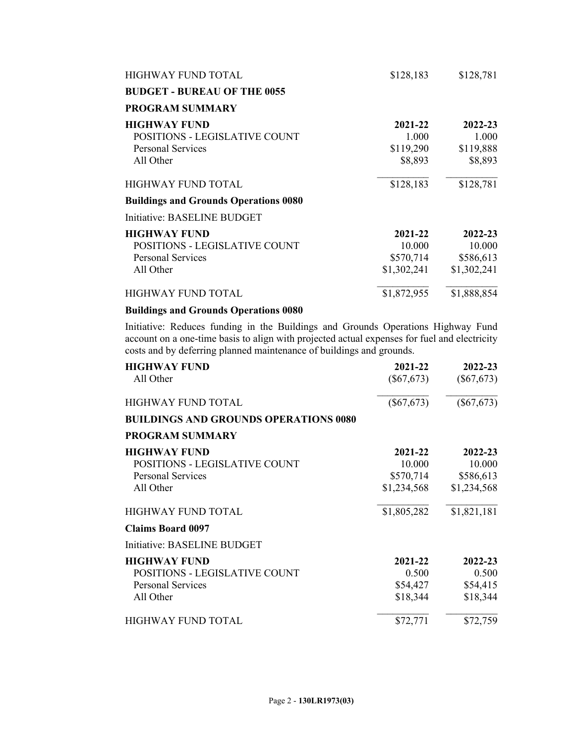| | | |
|---|---|---|
| HIGHWAY FUND TOTAL | $128,183 | $128,781 |

**BUDGET - BUREAU OF THE 0055**

**PROGRAM SUMMARY**

| **HIGHWAY FUND** | **2021-22** | **2022-23** |
|---|---|---|
| POSITIONS - LEGISLATIVE COUNT | 1.000 | 1.000 |
| Personal Services | $119,290 | $119,888 |
| All Other | $8,893 | $8,893 |
| HIGHWAY FUND TOTAL | $128,183 | $128,781 |

**Buildings and Grounds Operations 0080**

Initiative: BASELINE BUDGET

| **HIGHWAY FUND** | **2021-22** | **2022-23** |
|---|---|---|
| POSITIONS - LEGISLATIVE COUNT | 10.000 | 10.000 |
| Personal Services | $570,714 | $586,613 |
| All Other | $1,302,241 | $1,302,241 |
| HIGHWAY FUND TOTAL | $1,872,955 | $1,888,854 |

**Buildings and Grounds Operations 0080**

Initiative: Reduces funding in the Buildings and Grounds Operations Highway Fund account on a one-time basis to align with projected actual expenses for fuel and electricity costs and by deferring planned maintenance of buildings and grounds.

| **HIGHWAY FUND** | **2021-22** | **2022-23** |
|---|---|---|
| All Other | ($67,673) | ($67,673) |
| HIGHWAY FUND TOTAL | ($67,673) | ($67,673) |

**BUILDINGS AND GROUNDS OPERATIONS 0080**

**PROGRAM SUMMARY**

| **HIGHWAY FUND** | **2021-22** | **2022-23** |
|---|---|---|
| POSITIONS - LEGISLATIVE COUNT | 10.000 | 10.000 |
| Personal Services | $570,714 | $586,613 |
| All Other | $1,234,568 | $1,234,568 |
| HIGHWAY FUND TOTAL | $1,805,282 | $1,821,181 |

**Claims Board 0097**

Initiative: BASELINE BUDGET

| **HIGHWAY FUND** | **2021-22** | **2022-23** |
|---|---|---|
| POSITIONS - LEGISLATIVE COUNT | 0.500 | 0.500 |
| Personal Services | $54,427 | $54,415 |
| All Other | $18,344 | $18,344 |
| HIGHWAY FUND TOTAL | $72,771 | $72,759 |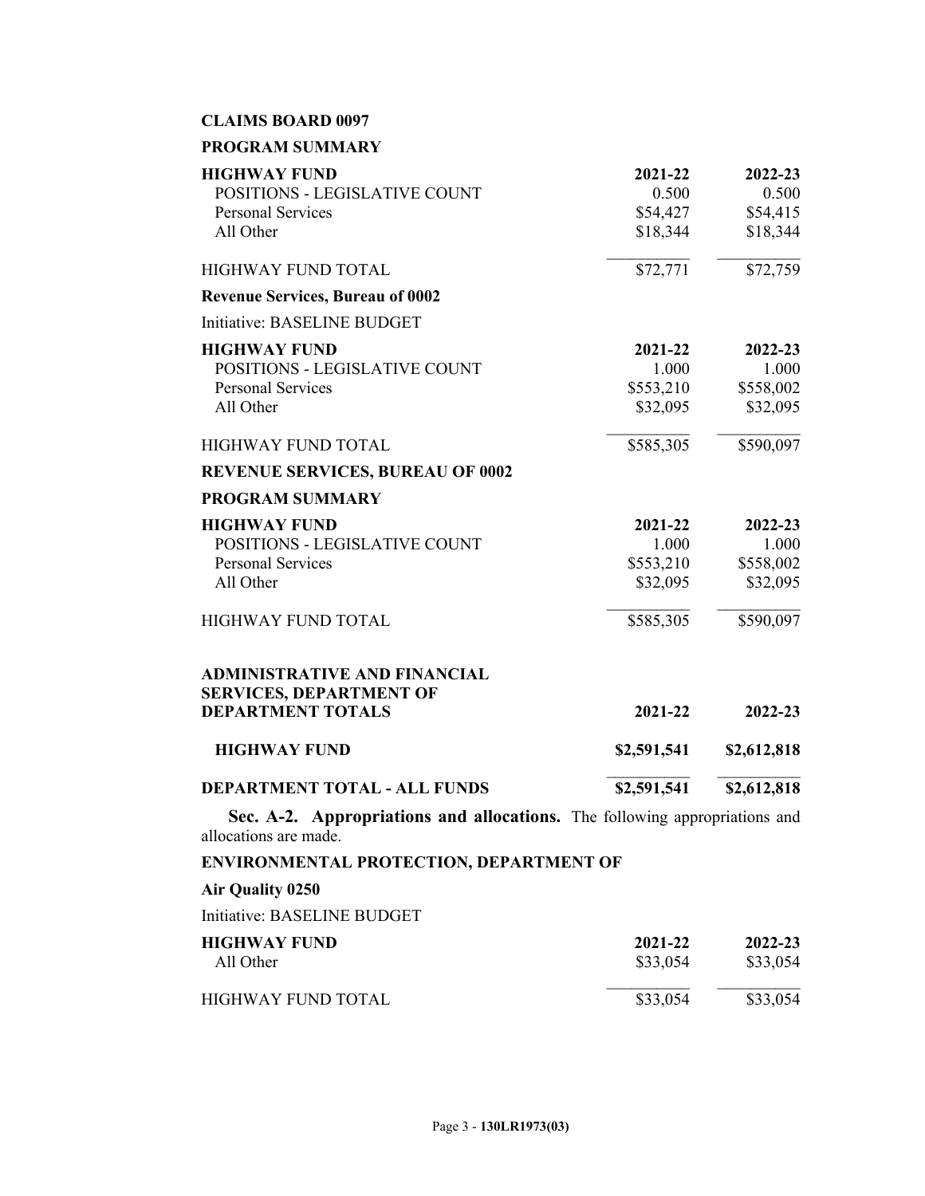**CLAIMS BOARD 0097**

**PROGRAM SUMMARY**

| **HIGHWAY FUND** | **2021-22** | **2022-23** |
|---|---|---|
| POSITIONS - LEGISLATIVE COUNT | 0.500 | 0.500 |
| Personal Services | $54,427 | $54,415 |
| All Other | $18,344 | $18,344 |
| HIGHWAY FUND TOTAL | $72,771 | $72,759 |

**Revenue Services, Bureau of 0002**

Initiative: BASELINE BUDGET

| **HIGHWAY FUND** | **2021-22** | **2022-23** |
|---|---|---|
| POSITIONS - LEGISLATIVE COUNT | 1.000 | 1.000 |
| Personal Services | $553,210 | $558,002 |
| All Other | $32,095 | $32,095 |
| HIGHWAY FUND TOTAL | $585,305 | $590,097 |

**REVENUE SERVICES, BUREAU OF 0002**

**PROGRAM SUMMARY**

| **HIGHWAY FUND** | **2021-22** | **2022-23** |
|---|---|---|
| POSITIONS - LEGISLATIVE COUNT | 1.000 | 1.000 |
| Personal Services | $553,210 | $558,002 |
| All Other | $32,095 | $32,095 |
| HIGHWAY FUND TOTAL | $585,305 | $590,097 |

| **ADMINISTRATIVE AND FINANCIAL SERVICES, DEPARTMENT OF DEPARTMENT TOTALS** | **2021-22** | **2022-23** |
|---|---|---|
| **HIGHWAY FUND** | **$2,591,541** | **$2,612,818** |
| **DEPARTMENT TOTAL - ALL FUNDS** | **$2,591,541** | **$2,612,818** |

**Sec. A-2. Appropriations and allocations.** The following appropriations and allocations are made.

**ENVIRONMENTAL PROTECTION, DEPARTMENT OF**

**Air Quality 0250**

Initiative: BASELINE BUDGET

| **HIGHWAY FUND** | **2021-22** | **2022-23** |
|---|---|---|
| All Other | $33,054 | $33,054 |
| HIGHWAY FUND TOTAL | $33,054 | $33,054 |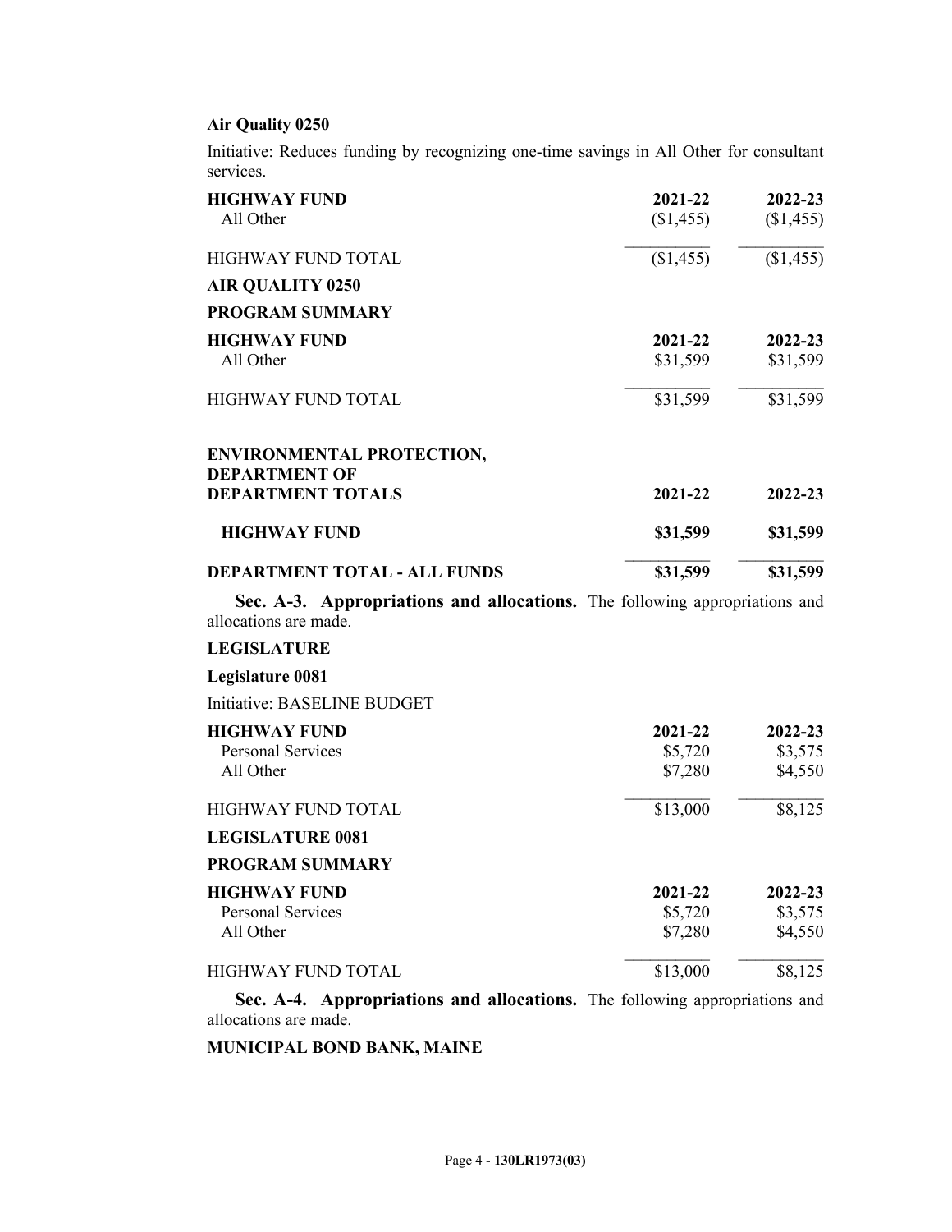**Air Quality 0250**

Initiative: Reduces funding by recognizing one-time savings in All Other for consultant services.

| HIGHWAY FUND | 2021-22 | 2022-23 |
|---|---|---|
| All Other | ($1,455) | ($1,455) |
| HIGHWAY FUND TOTAL | ($1,455) | ($1,455) |

**AIR QUALITY 0250**

**PROGRAM SUMMARY**

| HIGHWAY FUND | 2021-22 | 2022-23 |
|---|---|---|
| All Other | $31,599 | $31,599 |
| HIGHWAY FUND TOTAL | $31,599 | $31,599 |

| ENVIRONMENTAL PROTECTION, DEPARTMENT OF DEPARTMENT TOTALS | 2021-22 | 2022-23 |
|---|---|---|
| HIGHWAY FUND | $31,599 | $31,599 |
| DEPARTMENT TOTAL - ALL FUNDS | $31,599 | $31,599 |

**Sec. A-3. Appropriations and allocations.** The following appropriations and allocations are made.

**LEGISLATURE**

**Legislature 0081**

Initiative: BASELINE BUDGET

| HIGHWAY FUND | 2021-22 | 2022-23 |
|---|---|---|
| Personal Services | $5,720 | $3,575 |
| All Other | $7,280 | $4,550 |
| HIGHWAY FUND TOTAL | $13,000 | $8,125 |

**LEGISLATURE 0081**

**PROGRAM SUMMARY**

| HIGHWAY FUND | 2021-22 | 2022-23 |
|---|---|---|
| Personal Services | $5,720 | $3,575 |
| All Other | $7,280 | $4,550 |
| HIGHWAY FUND TOTAL | $13,000 | $8,125 |

**Sec. A-4. Appropriations and allocations.** The following appropriations and allocations are made.

**MUNICIPAL BOND BANK, MAINE**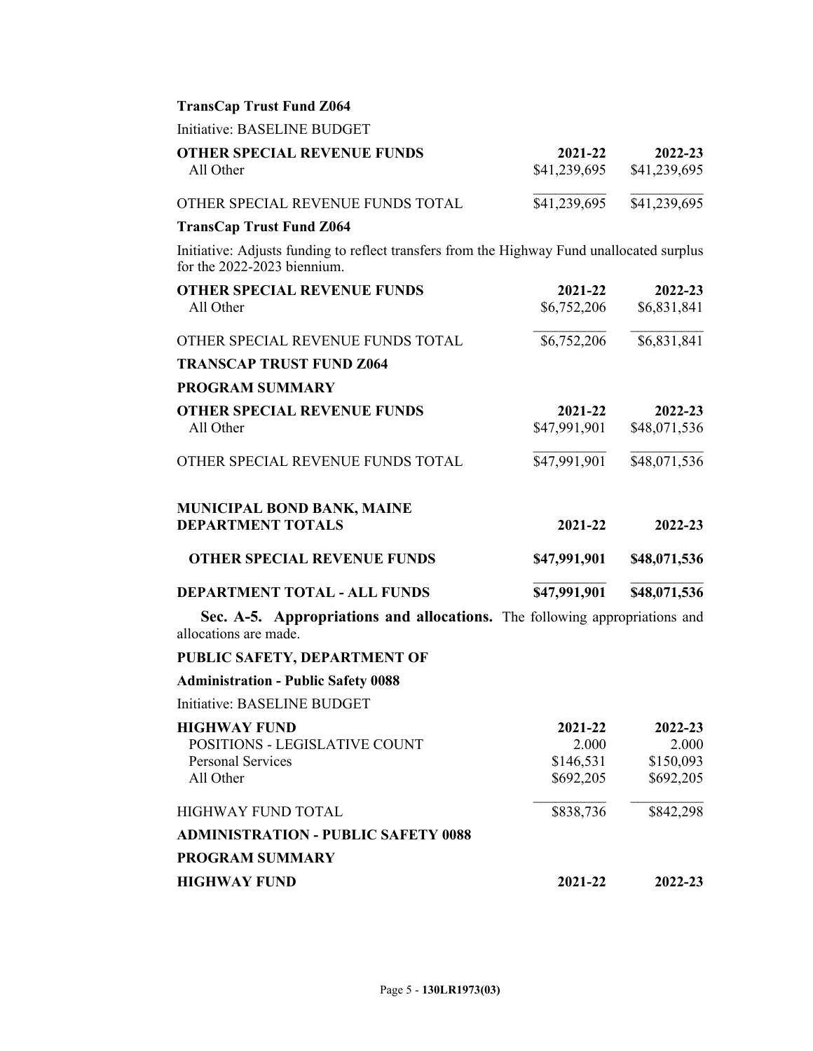**TransCap Trust Fund Z064**

Initiative: BASELINE BUDGET

| OTHER SPECIAL REVENUE FUNDS | 2021-22 | 2022-23 |
|---|---|---|
| All Other | $41,239,695 | $41,239,695 |
| OTHER SPECIAL REVENUE FUNDS TOTAL | $41,239,695 | $41,239,695 |

**TransCap Trust Fund Z064**

Initiative: Adjusts funding to reflect transfers from the Highway Fund unallocated surplus for the 2022-2023 biennium.

| OTHER SPECIAL REVENUE FUNDS | 2021-22 | 2022-23 |
|---|---|---|
| All Other | $6,752,206 | $6,831,841 |
| OTHER SPECIAL REVENUE FUNDS TOTAL | $6,752,206 | $6,831,841 |

**TRANSCAP TRUST FUND Z064**

**PROGRAM SUMMARY**

| OTHER SPECIAL REVENUE FUNDS | 2021-22 | 2022-23 |
|---|---|---|
| All Other | $47,991,901 | $48,071,536 |
| OTHER SPECIAL REVENUE FUNDS TOTAL | $47,991,901 | $48,071,536 |

| MUNICIPAL BOND BANK, MAINE DEPARTMENT TOTALS | 2021-22 | 2022-23 |
|---|---|---|
| **OTHER SPECIAL REVENUE FUNDS** | **$47,991,901** | **$48,071,536** |
| **DEPARTMENT TOTAL - ALL FUNDS** | **$47,991,901** | **$48,071,536** |

**Sec. A-5. Appropriations and allocations.** The following appropriations and allocations are made.

**PUBLIC SAFETY, DEPARTMENT OF**

**Administration - Public Safety 0088**

Initiative: BASELINE BUDGET

| HIGHWAY FUND | 2021-22 | 2022-23 |
|---|---|---|
| POSITIONS - LEGISLATIVE COUNT | 2.000 | 2.000 |
| Personal Services | $146,531 | $150,093 |
| All Other | $692,205 | $692,205 |
| HIGHWAY FUND TOTAL | $838,736 | $842,298 |

**ADMINISTRATION - PUBLIC SAFETY 0088**

**PROGRAM SUMMARY**

| HIGHWAY FUND | 2021-22 | 2022-23 |
|---|---|---|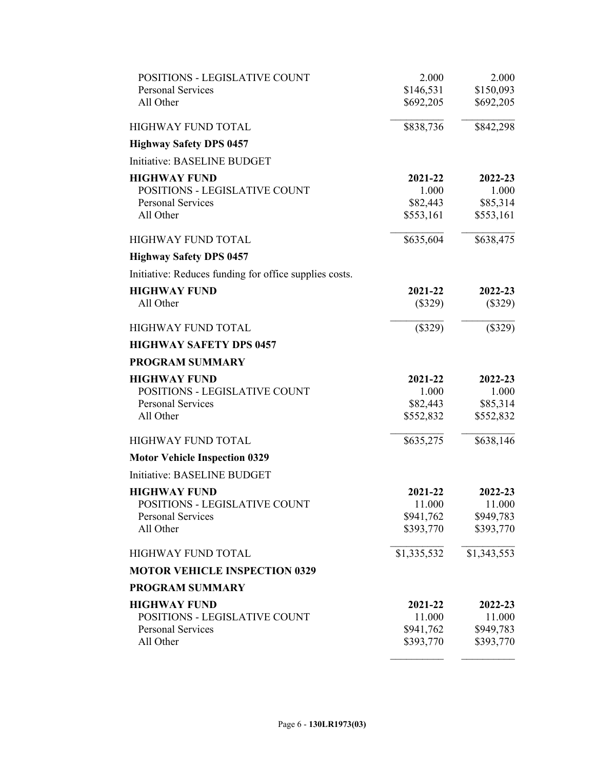| | | |
|---|---|---|
| POSITIONS - LEGISLATIVE COUNT | 2.000 | 2.000 |
| Personal Services | $146,531 | $150,093 |
| All Other | $692,205 | $692,205 |
| HIGHWAY FUND TOTAL | $838,736 | $842,298 |

**Highway Safety DPS 0457**

Initiative: BASELINE BUDGET

| HIGHWAY FUND | 2021-22 | 2022-23 |
|---|---|---|
| POSITIONS - LEGISLATIVE COUNT | 1.000 | 1.000 |
| Personal Services | $82,443 | $85,314 |
| All Other | $553,161 | $553,161 |
| HIGHWAY FUND TOTAL | $635,604 | $638,475 |

**Highway Safety DPS 0457**

Initiative: Reduces funding for office supplies costs.

| HIGHWAY FUND | 2021-22 | 2022-23 |
|---|---|---|
| All Other | ($329) | ($329) |
| HIGHWAY FUND TOTAL | ($329) | ($329) |

**HIGHWAY SAFETY DPS 0457**

**PROGRAM SUMMARY**

| HIGHWAY FUND | 2021-22 | 2022-23 |
|---|---|---|
| POSITIONS - LEGISLATIVE COUNT | 1.000 | 1.000 |
| Personal Services | $82,443 | $85,314 |
| All Other | $552,832 | $552,832 |
| HIGHWAY FUND TOTAL | $635,275 | $638,146 |

**Motor Vehicle Inspection 0329**

Initiative: BASELINE BUDGET

| HIGHWAY FUND | 2021-22 | 2022-23 |
|---|---|---|
| POSITIONS - LEGISLATIVE COUNT | 11.000 | 11.000 |
| Personal Services | $941,762 | $949,783 |
| All Other | $393,770 | $393,770 |
| HIGHWAY FUND TOTAL | $1,335,532 | $1,343,553 |

**MOTOR VEHICLE INSPECTION 0329**

**PROGRAM SUMMARY**

| HIGHWAY FUND | 2021-22 | 2022-23 |
|---|---|---|
| POSITIONS - LEGISLATIVE COUNT | 11.000 | 11.000 |
| Personal Services | $941,762 | $949,783 |
| All Other | $393,770 | $393,770 |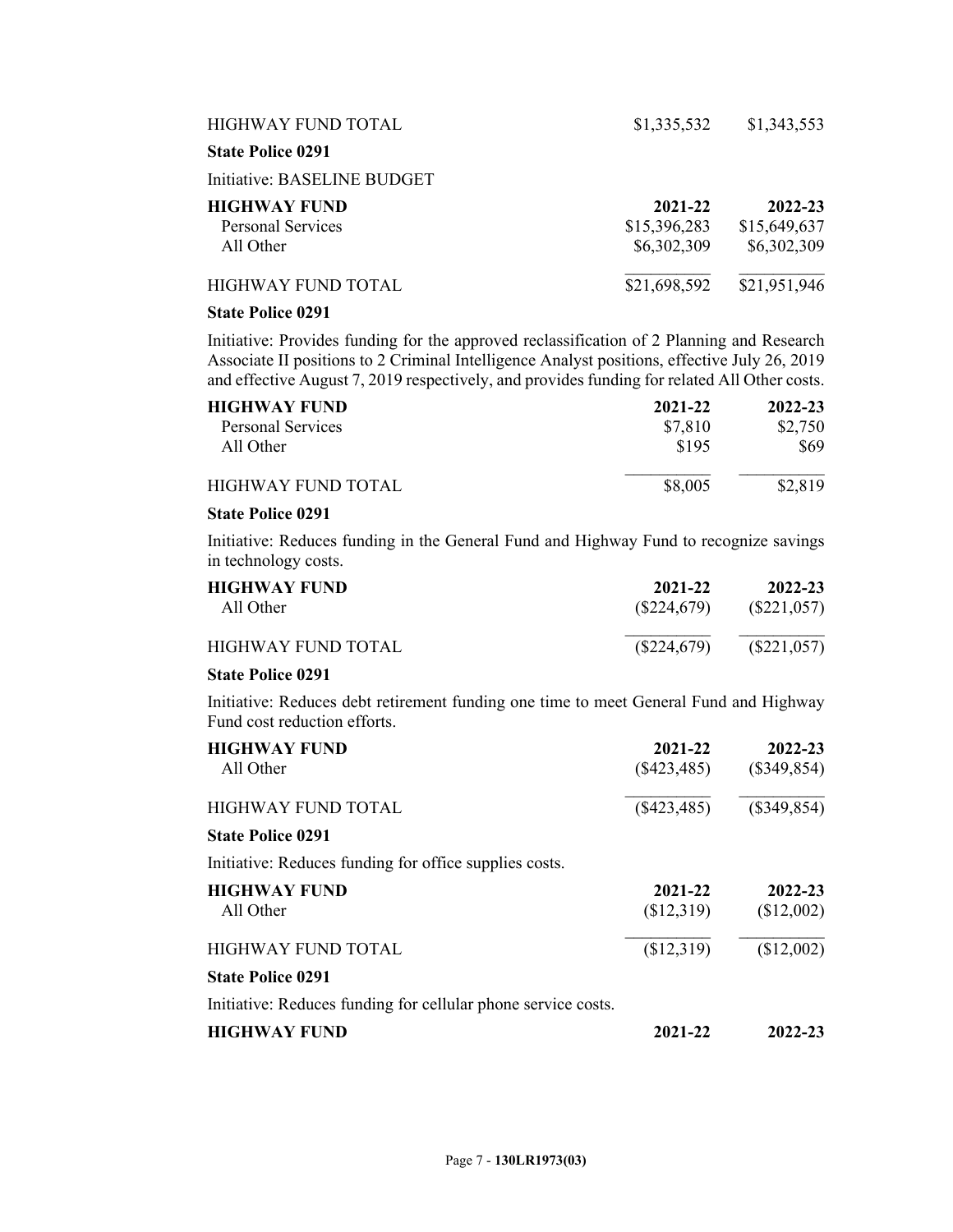| | | |
|---|---|---|
| HIGHWAY FUND TOTAL | \$1,335,532 | \$1,343,553 |

**State Police 0291**

Initiative: BASELINE BUDGET

| **HIGHWAY FUND** | **2021-22** | **2022-23** |
|---|---|---|
| Personal Services | \$15,396,283 | \$15,649,637 |
| All Other | \$6,302,309 | \$6,302,309 |
| HIGHWAY FUND TOTAL | \$21,698,592 | \$21,951,946 |

**State Police 0291**

Initiative: Provides funding for the approved reclassification of 2 Planning and Research Associate II positions to 2 Criminal Intelligence Analyst positions, effective July 26, 2019 and effective August 7, 2019 respectively, and provides funding for related All Other costs.

| **HIGHWAY FUND** | **2021-22** | **2022-23** |
|---|---|---|
| Personal Services | \$7,810 | \$2,750 |
| All Other | \$195 | \$69 |
| HIGHWAY FUND TOTAL | \$8,005 | \$2,819 |

**State Police 0291**

Initiative: Reduces funding in the General Fund and Highway Fund to recognize savings in technology costs.

| **HIGHWAY FUND** | **2021-22** | **2022-23** |
|---|---|---|
| All Other | (\$224,679) | (\$221,057) |
| HIGHWAY FUND TOTAL | (\$224,679) | (\$221,057) |

**State Police 0291**

Initiative: Reduces debt retirement funding one time to meet General Fund and Highway Fund cost reduction efforts.

| **HIGHWAY FUND** | **2021-22** | **2022-23** |
|---|---|---|
| All Other | (\$423,485) | (\$349,854) |
| HIGHWAY FUND TOTAL | (\$423,485) | (\$349,854) |

**State Police 0291**

Initiative: Reduces funding for office supplies costs.

| **HIGHWAY FUND** | **2021-22** | **2022-23** |
|---|---|---|
| All Other | (\$12,319) | (\$12,002) |
| HIGHWAY FUND TOTAL | (\$12,319) | (\$12,002) |

**State Police 0291**

Initiative: Reduces funding for cellular phone service costs.

| **HIGHWAY FUND** | **2021-22** | **2022-23** |
|---|---|---|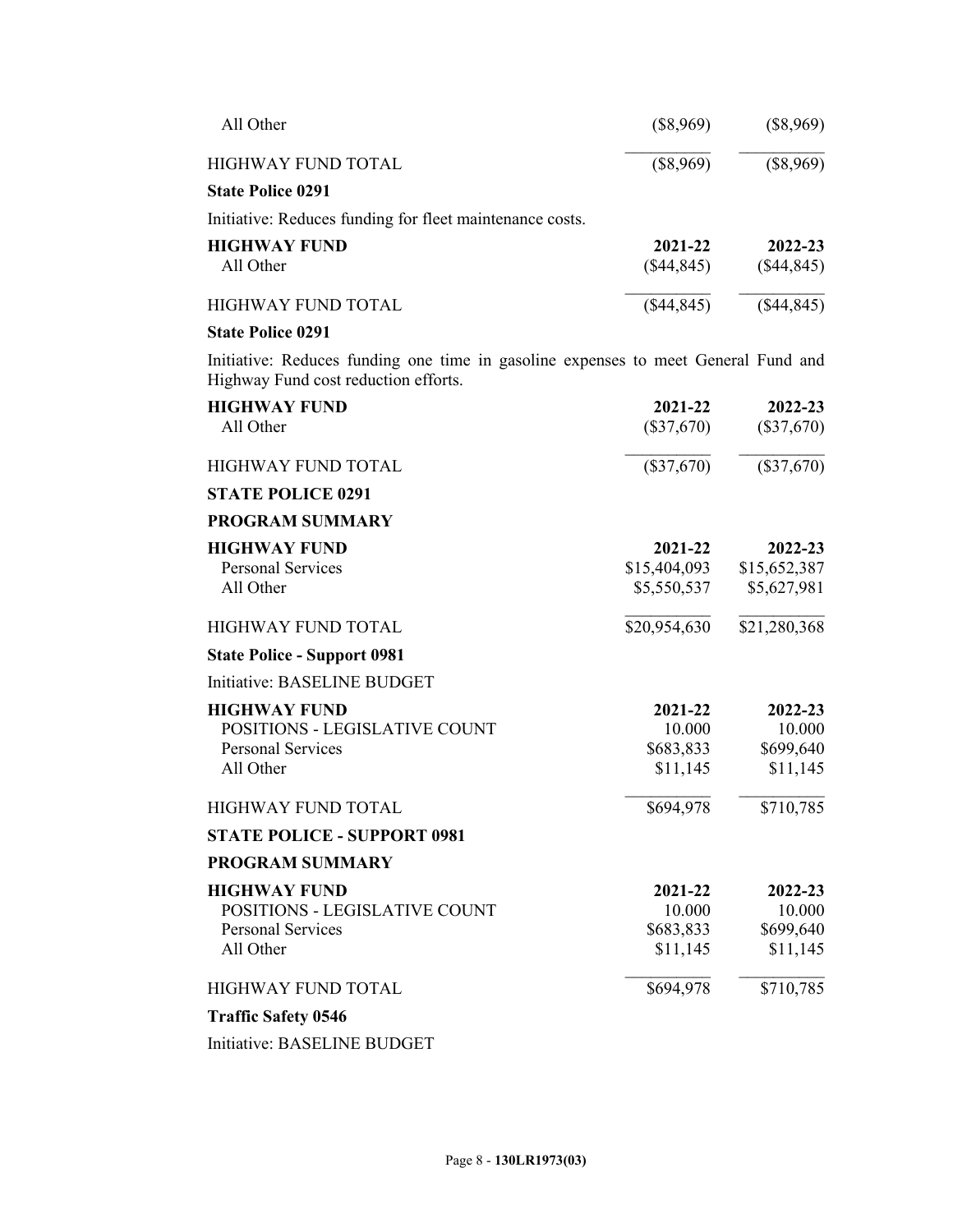| | | |
|---|---|---|
| All Other | ($8,969) | ($8,969) |
| HIGHWAY FUND TOTAL | ($8,969) | ($8,969) |

**State Police 0291**

Initiative: Reduces funding for fleet maintenance costs.

| **HIGHWAY FUND** | **2021-22** | **2022-23** |
|---|---|---|
| All Other | ($44,845) | ($44,845) |
| HIGHWAY FUND TOTAL | ($44,845) | ($44,845) |

**State Police 0291**

Initiative: Reduces funding one time in gasoline expenses to meet General Fund and Highway Fund cost reduction efforts.

| **HIGHWAY FUND** | **2021-22** | **2022-23** |
|---|---|---|
| All Other | ($37,670) | ($37,670) |
| HIGHWAY FUND TOTAL | ($37,670) | ($37,670) |

**STATE POLICE 0291**

**PROGRAM SUMMARY**

| **HIGHWAY FUND** | **2021-22** | **2022-23** |
|---|---|---|
| Personal Services | $15,404,093 | $15,652,387 |
| All Other | $5,550,537 | $5,627,981 |
| HIGHWAY FUND TOTAL | $20,954,630 | $21,280,368 |

**State Police - Support 0981**

Initiative: BASELINE BUDGET

| **HIGHWAY FUND** | **2021-22** | **2022-23** |
|---|---|---|
| POSITIONS - LEGISLATIVE COUNT | 10.000 | 10.000 |
| Personal Services | $683,833 | $699,640 |
| All Other | $11,145 | $11,145 |
| HIGHWAY FUND TOTAL | $694,978 | $710,785 |

**STATE POLICE - SUPPORT 0981**

**PROGRAM SUMMARY**

| **HIGHWAY FUND** | **2021-22** | **2022-23** |
|---|---|---|
| POSITIONS - LEGISLATIVE COUNT | 10.000 | 10.000 |
| Personal Services | $683,833 | $699,640 |
| All Other | $11,145 | $11,145 |
| HIGHWAY FUND TOTAL | $694,978 | $710,785 |

**Traffic Safety 0546**

Initiative: BASELINE BUDGET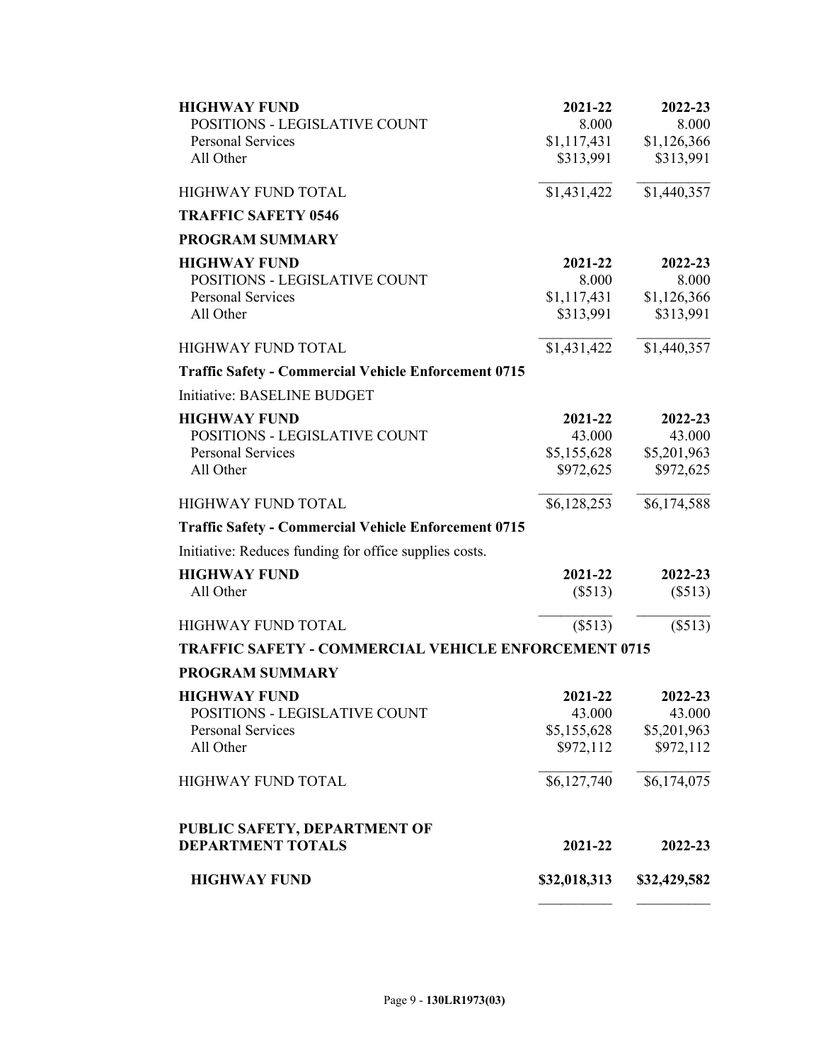| HIGHWAY FUND | 2021-22 | 2022-23 |
|---|---|---|
| POSITIONS - LEGISLATIVE COUNT | 8.000 | 8.000 |
| Personal Services | $1,117,431 | $1,126,366 |
| All Other | $313,991 | $313,991 |
| HIGHWAY FUND TOTAL | $1,431,422 | $1,440,357 |

**TRAFFIC SAFETY 0546**

**PROGRAM SUMMARY**

| HIGHWAY FUND | 2021-22 | 2022-23 |
|---|---|---|
| POSITIONS - LEGISLATIVE COUNT | 8.000 | 8.000 |
| Personal Services | $1,117,431 | $1,126,366 |
| All Other | $313,991 | $313,991 |
| HIGHWAY FUND TOTAL | $1,431,422 | $1,440,357 |

**Traffic Safety - Commercial Vehicle Enforcement 0715**

Initiative: BASELINE BUDGET

| HIGHWAY FUND | 2021-22 | 2022-23 |
|---|---|---|
| POSITIONS - LEGISLATIVE COUNT | 43.000 | 43.000 |
| Personal Services | $5,155,628 | $5,201,963 |
| All Other | $972,625 | $972,625 |
| HIGHWAY FUND TOTAL | $6,128,253 | $6,174,588 |

**Traffic Safety - Commercial Vehicle Enforcement 0715**

Initiative: Reduces funding for office supplies costs.

| HIGHWAY FUND | 2021-22 | 2022-23 |
|---|---|---|
| All Other | ($513) | ($513) |
| HIGHWAY FUND TOTAL | ($513) | ($513) |

**TRAFFIC SAFETY - COMMERCIAL VEHICLE ENFORCEMENT 0715**

**PROGRAM SUMMARY**

| HIGHWAY FUND | 2021-22 | 2022-23 |
|---|---|---|
| POSITIONS - LEGISLATIVE COUNT | 43.000 | 43.000 |
| Personal Services | $5,155,628 | $5,201,963 |
| All Other | $972,112 | $972,112 |
| HIGHWAY FUND TOTAL | $6,127,740 | $6,174,075 |

| PUBLIC SAFETY, DEPARTMENT OF DEPARTMENT TOTALS | 2021-22 | 2022-23 |
|---|---|---|
| **HIGHWAY FUND** | **$32,018,313** | **$32,429,582** |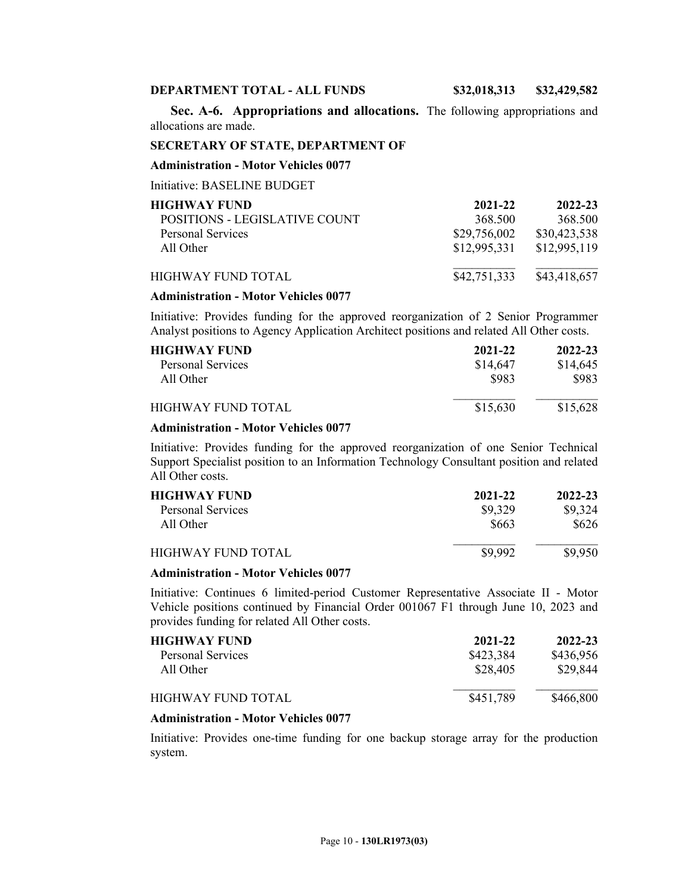**DEPARTMENT TOTAL - ALL FUNDS** **$32,018,313** **$32,429,582**

**Sec. A-6. Appropriations and allocations.** The following appropriations and allocations are made.

**SECRETARY OF STATE, DEPARTMENT OF**

**Administration - Motor Vehicles 0077**

Initiative: BASELINE BUDGET

| HIGHWAY FUND | 2021-22 | 2022-23 |
|---|---|---|
| POSITIONS - LEGISLATIVE COUNT | 368.500 | 368.500 |
| Personal Services | $29,756,002 | $30,423,538 |
| All Other | $12,995,331 | $12,995,119 |
| HIGHWAY FUND TOTAL | $42,751,333 | $43,418,657 |

**Administration - Motor Vehicles 0077**

Initiative: Provides funding for the approved reorganization of 2 Senior Programmer Analyst positions to Agency Application Architect positions and related All Other costs.

| HIGHWAY FUND | 2021-22 | 2022-23 |
|---|---|---|
| Personal Services | $14,647 | $14,645 |
| All Other | $983 | $983 |
| HIGHWAY FUND TOTAL | $15,630 | $15,628 |

**Administration - Motor Vehicles 0077**

Initiative: Provides funding for the approved reorganization of one Senior Technical Support Specialist position to an Information Technology Consultant position and related All Other costs.

| HIGHWAY FUND | 2021-22 | 2022-23 |
|---|---|---|
| Personal Services | $9,329 | $9,324 |
| All Other | $663 | $626 |
| HIGHWAY FUND TOTAL | $9,992 | $9,950 |

**Administration - Motor Vehicles 0077**

Initiative: Continues 6 limited-period Customer Representative Associate II - Motor Vehicle positions continued by Financial Order 001067 F1 through June 10, 2023 and provides funding for related All Other costs.

| HIGHWAY FUND | 2021-22 | 2022-23 |
|---|---|---|
| Personal Services | $423,384 | $436,956 |
| All Other | $28,405 | $29,844 |
| HIGHWAY FUND TOTAL | $451,789 | $466,800 |

**Administration - Motor Vehicles 0077**

Initiative: Provides one-time funding for one backup storage array for the production system.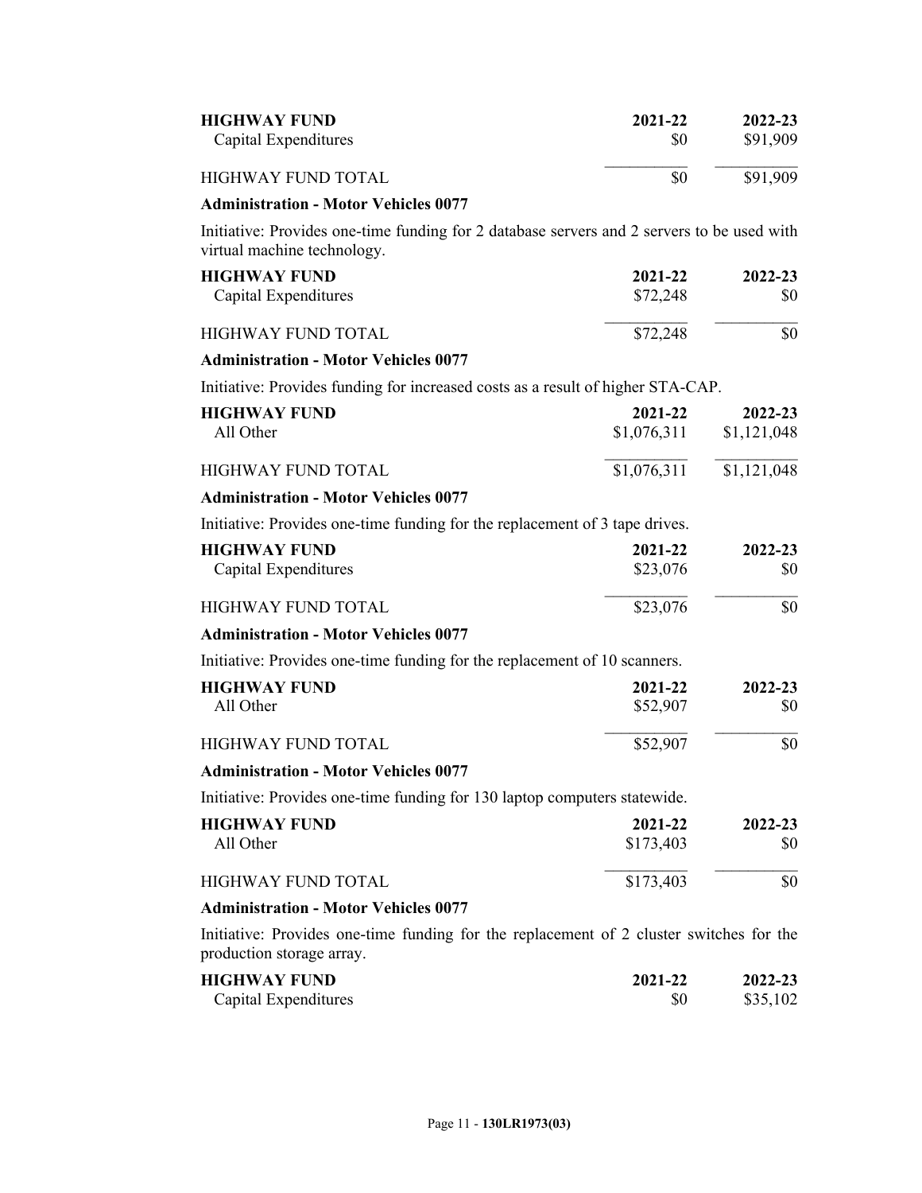| HIGHWAY FUND | 2021-22 | 2022-23 |
| --- | --- | --- |
| Capital Expenditures | $0 | $91,909 |
| HIGHWAY FUND TOTAL | $0 | $91,909 |

**Administration - Motor Vehicles 0077**

Initiative: Provides one-time funding for 2 database servers and 2 servers to be used with virtual machine technology.

| HIGHWAY FUND | 2021-22 | 2022-23 |
| --- | --- | --- |
| Capital Expenditures | $72,248 | $0 |
| HIGHWAY FUND TOTAL | $72,248 | $0 |

**Administration - Motor Vehicles 0077**

Initiative: Provides funding for increased costs as a result of higher STA-CAP.

| HIGHWAY FUND | 2021-22 | 2022-23 |
| --- | --- | --- |
| All Other | $1,076,311 | $1,121,048 |
| HIGHWAY FUND TOTAL | $1,076,311 | $1,121,048 |

**Administration - Motor Vehicles 0077**

Initiative: Provides one-time funding for the replacement of 3 tape drives.

| HIGHWAY FUND | 2021-22 | 2022-23 |
| --- | --- | --- |
| Capital Expenditures | $23,076 | $0 |
| HIGHWAY FUND TOTAL | $23,076 | $0 |

**Administration - Motor Vehicles 0077**

Initiative: Provides one-time funding for the replacement of 10 scanners.

| HIGHWAY FUND | 2021-22 | 2022-23 |
| --- | --- | --- |
| All Other | $52,907 | $0 |
| HIGHWAY FUND TOTAL | $52,907 | $0 |

**Administration - Motor Vehicles 0077**

Initiative: Provides one-time funding for 130 laptop computers statewide.

| HIGHWAY FUND | 2021-22 | 2022-23 |
| --- | --- | --- |
| All Other | $173,403 | $0 |
| HIGHWAY FUND TOTAL | $173,403 | $0 |

**Administration - Motor Vehicles 0077**

Initiative: Provides one-time funding for the replacement of 2 cluster switches for the production storage array.

| HIGHWAY FUND | 2021-22 | 2022-23 |
| --- | --- | --- |
| Capital Expenditures | $0 | $35,102 |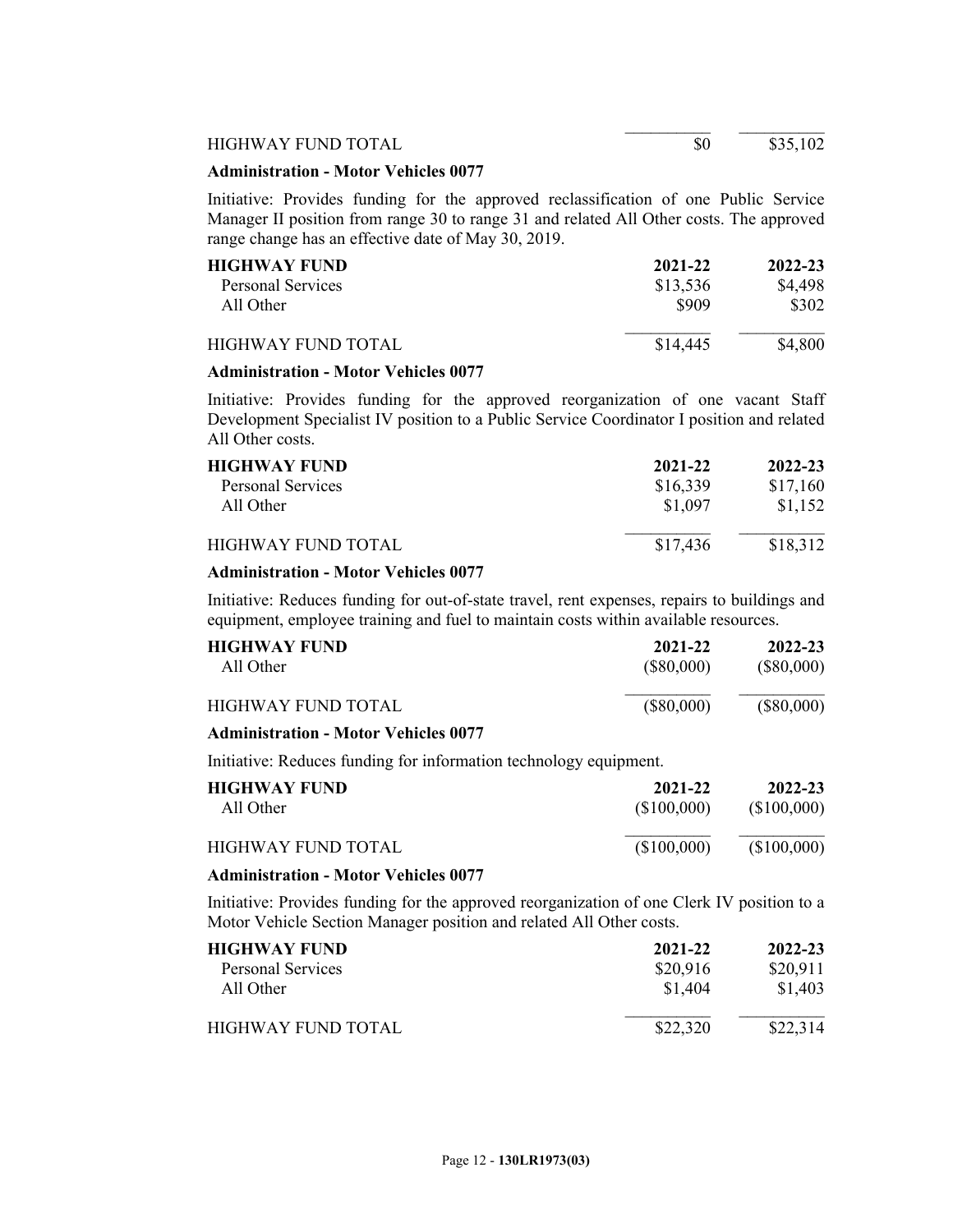| | | |
|---|---|---|
| HIGHWAY FUND TOTAL | $0 | $35,102 |

**Administration - Motor Vehicles 0077**

Initiative: Provides funding for the approved reclassification of one Public Service Manager II position from range 30 to range 31 and related All Other costs. The approved range change has an effective date of May 30, 2019.

| HIGHWAY FUND | 2021-22 | 2022-23 |
|---|---|---|
| Personal Services | $13,536 | $4,498 |
| All Other | $909 | $302 |
| HIGHWAY FUND TOTAL | $14,445 | $4,800 |

**Administration - Motor Vehicles 0077**

Initiative: Provides funding for the approved reorganization of one vacant Staff Development Specialist IV position to a Public Service Coordinator I position and related All Other costs.

| HIGHWAY FUND | 2021-22 | 2022-23 |
|---|---|---|
| Personal Services | $16,339 | $17,160 |
| All Other | $1,097 | $1,152 |
| HIGHWAY FUND TOTAL | $17,436 | $18,312 |

**Administration - Motor Vehicles 0077**

Initiative: Reduces funding for out-of-state travel, rent expenses, repairs to buildings and equipment, employee training and fuel to maintain costs within available resources.

| HIGHWAY FUND | 2021-22 | 2022-23 |
|---|---|---|
| All Other | ($80,000) | ($80,000) |
| HIGHWAY FUND TOTAL | ($80,000) | ($80,000) |

**Administration - Motor Vehicles 0077**

Initiative: Reduces funding for information technology equipment.

| HIGHWAY FUND | 2021-22 | 2022-23 |
|---|---|---|
| All Other | ($100,000) | ($100,000) |
| HIGHWAY FUND TOTAL | ($100,000) | ($100,000) |

**Administration - Motor Vehicles 0077**

Initiative: Provides funding for the approved reorganization of one Clerk IV position to a Motor Vehicle Section Manager position and related All Other costs.

| HIGHWAY FUND | 2021-22 | 2022-23 |
|---|---|---|
| Personal Services | $20,916 | $20,911 |
| All Other | $1,404 | $1,403 |
| HIGHWAY FUND TOTAL | $22,320 | $22,314 |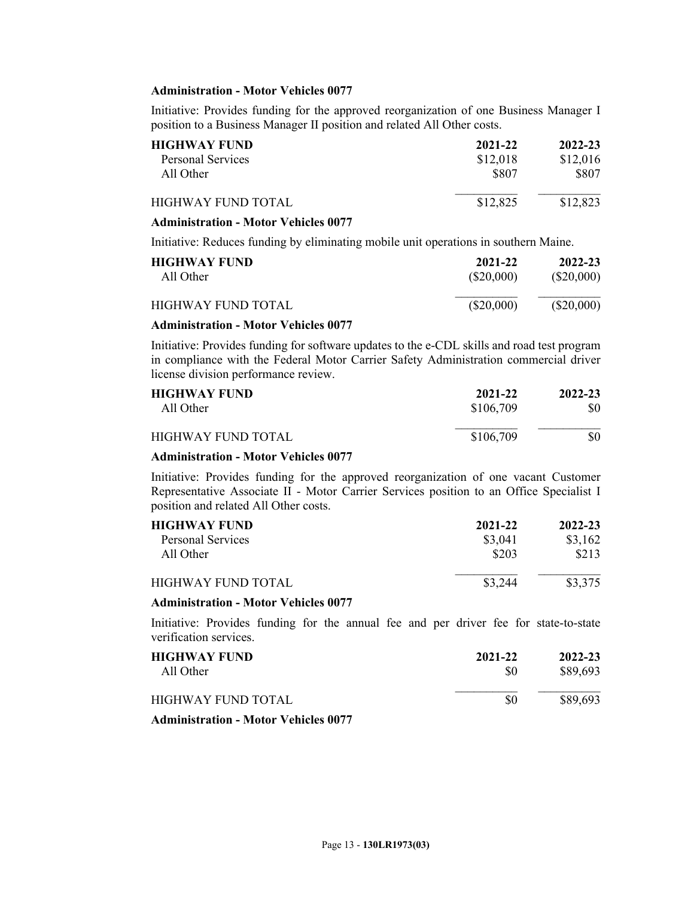**Administration - Motor Vehicles 0077**

Initiative: Provides funding for the approved reorganization of one Business Manager I position to a Business Manager II position and related All Other costs.

| HIGHWAY FUND | 2021-22 | 2022-23 |
|---|---|---|
| Personal Services | $12,018 | $12,016 |
| All Other | $807 | $807 |
| HIGHWAY FUND TOTAL | $12,825 | $12,823 |

**Administration - Motor Vehicles 0077**

Initiative: Reduces funding by eliminating mobile unit operations in southern Maine.

| HIGHWAY FUND | 2021-22 | 2022-23 |
|---|---|---|
| All Other | ($20,000) | ($20,000) |
| HIGHWAY FUND TOTAL | ($20,000) | ($20,000) |

**Administration - Motor Vehicles 0077**

Initiative: Provides funding for software updates to the e-CDL skills and road test program in compliance with the Federal Motor Carrier Safety Administration commercial driver license division performance review.

| HIGHWAY FUND | 2021-22 | 2022-23 |
|---|---|---|
| All Other | $106,709 | $0 |
| HIGHWAY FUND TOTAL | $106,709 | $0 |

**Administration - Motor Vehicles 0077**

Initiative: Provides funding for the approved reorganization of one vacant Customer Representative Associate II - Motor Carrier Services position to an Office Specialist I position and related All Other costs.

| HIGHWAY FUND | 2021-22 | 2022-23 |
|---|---|---|
| Personal Services | $3,041 | $3,162 |
| All Other | $203 | $213 |
| HIGHWAY FUND TOTAL | $3,244 | $3,375 |

**Administration - Motor Vehicles 0077**

Initiative: Provides funding for the annual fee and per driver fee for state-to-state verification services.

| HIGHWAY FUND | 2021-22 | 2022-23 |
|---|---|---|
| All Other | $0 | $89,693 |
| HIGHWAY FUND TOTAL | $0 | $89,693 |

**Administration - Motor Vehicles 0077**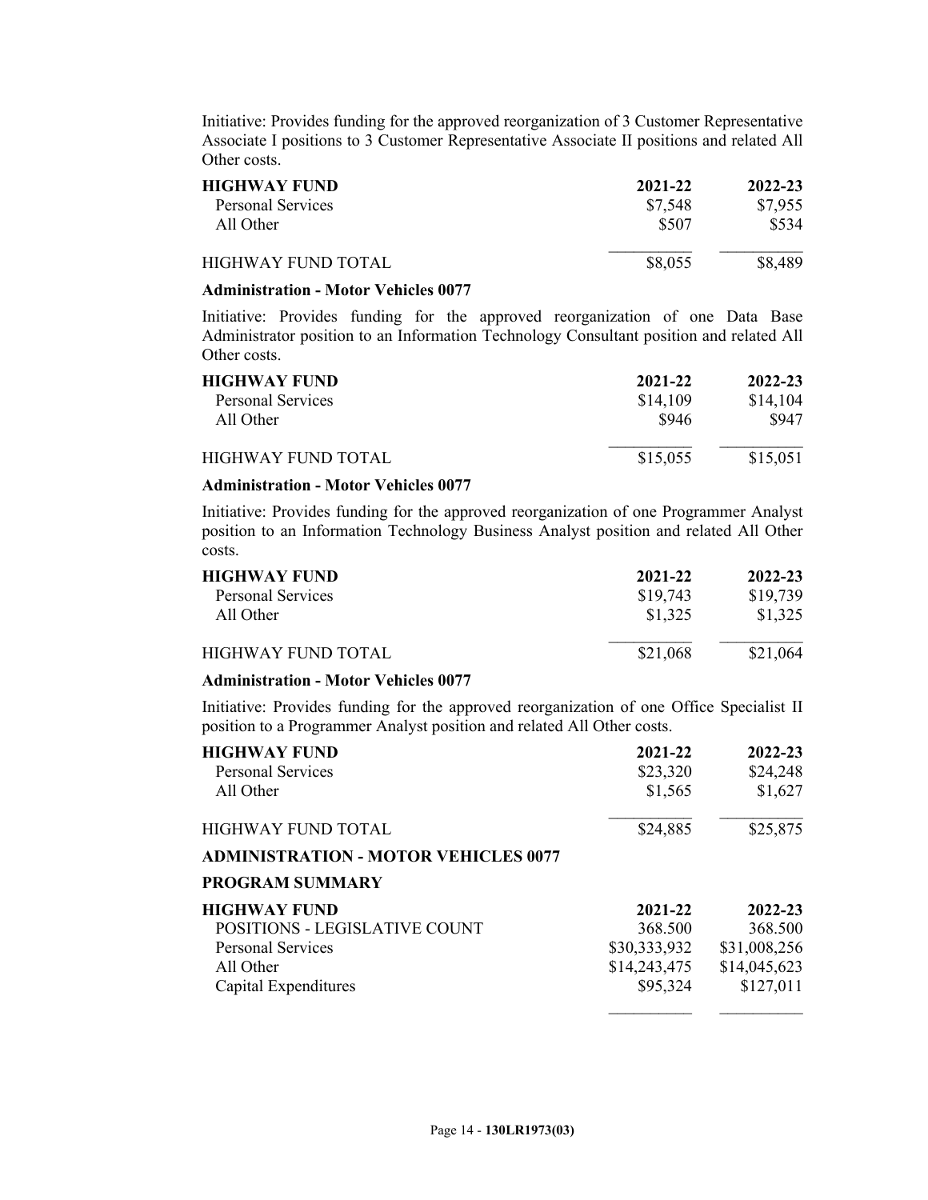Initiative: Provides funding for the approved reorganization of 3 Customer Representative Associate I positions to 3 Customer Representative Associate II positions and related All Other costs.

| HIGHWAY FUND | 2021-22 | 2022-23 |
| --- | --- | --- |
| Personal Services | $7,548 | $7,955 |
| All Other | $507 | $534 |
| HIGHWAY FUND TOTAL | $8,055 | $8,489 |

**Administration - Motor Vehicles 0077**

Initiative: Provides funding for the approved reorganization of one Data Base Administrator position to an Information Technology Consultant position and related All Other costs.

| HIGHWAY FUND | 2021-22 | 2022-23 |
| --- | --- | --- |
| Personal Services | $14,109 | $14,104 |
| All Other | $946 | $947 |
| HIGHWAY FUND TOTAL | $15,055 | $15,051 |

**Administration - Motor Vehicles 0077**

Initiative: Provides funding for the approved reorganization of one Programmer Analyst position to an Information Technology Business Analyst position and related All Other costs.

| HIGHWAY FUND | 2021-22 | 2022-23 |
| --- | --- | --- |
| Personal Services | $19,743 | $19,739 |
| All Other | $1,325 | $1,325 |
| HIGHWAY FUND TOTAL | $21,068 | $21,064 |

**Administration - Motor Vehicles 0077**

Initiative: Provides funding for the approved reorganization of one Office Specialist II position to a Programmer Analyst position and related All Other costs.

| HIGHWAY FUND | 2021-22 | 2022-23 |
| --- | --- | --- |
| Personal Services | $23,320 | $24,248 |
| All Other | $1,565 | $1,627 |
| HIGHWAY FUND TOTAL | $24,885 | $25,875 |

**ADMINISTRATION - MOTOR VEHICLES 0077**

**PROGRAM SUMMARY**

| HIGHWAY FUND | 2021-22 | 2022-23 |
| --- | --- | --- |
| POSITIONS - LEGISLATIVE COUNT | 368.500 | 368.500 |
| Personal Services | $30,333,932 | $31,008,256 |
| All Other | $14,243,475 | $14,045,623 |
| Capital Expenditures | $95,324 | $127,011 |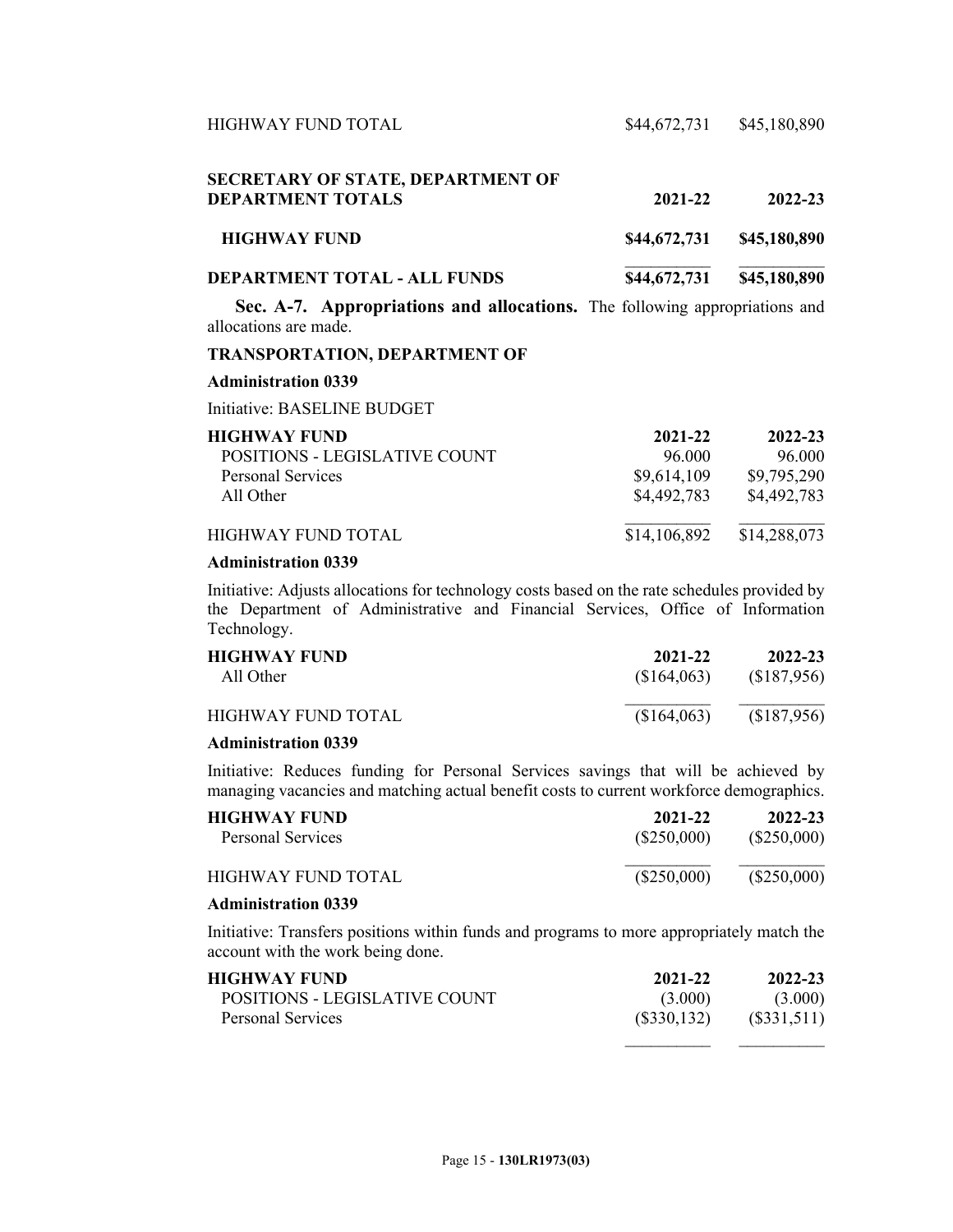| | | |
|---|---|---|
| HIGHWAY FUND TOTAL | $44,672,731 | $45,180,890 |

| **SECRETARY OF STATE, DEPARTMENT OF DEPARTMENT TOTALS** | **2021-22** | **2022-23** |
|---|---|---|
| **HIGHWAY FUND** | **$44,672,731** | **$45,180,890** |
| **DEPARTMENT TOTAL - ALL FUNDS** | **$44,672,731** | **$45,180,890** |

**Sec. A-7. Appropriations and allocations.** The following appropriations and allocations are made.

**TRANSPORTATION, DEPARTMENT OF**

**Administration 0339**

Initiative: BASELINE BUDGET

| **HIGHWAY FUND** | **2021-22** | **2022-23** |
|---|---|---|
| POSITIONS - LEGISLATIVE COUNT | 96.000 | 96.000 |
| Personal Services | $9,614,109 | $9,795,290 |
| All Other | $4,492,783 | $4,492,783 |
| HIGHWAY FUND TOTAL | $14,106,892 | $14,288,073 |

**Administration 0339**

Initiative: Adjusts allocations for technology costs based on the rate schedules provided by the Department of Administrative and Financial Services, Office of Information Technology.

| **HIGHWAY FUND** | **2021-22** | **2022-23** |
|---|---|---|
| All Other | ($164,063) | ($187,956) |
| HIGHWAY FUND TOTAL | ($164,063) | ($187,956) |

**Administration 0339**

Initiative: Reduces funding for Personal Services savings that will be achieved by managing vacancies and matching actual benefit costs to current workforce demographics.

| **HIGHWAY FUND** | **2021-22** | **2022-23** |
|---|---|---|
| Personal Services | ($250,000) | ($250,000) |
| HIGHWAY FUND TOTAL | ($250,000) | ($250,000) |

**Administration 0339**

Initiative: Transfers positions within funds and programs to more appropriately match the account with the work being done.

| **HIGHWAY FUND** | **2021-22** | **2022-23** |
|---|---|---|
| POSITIONS - LEGISLATIVE COUNT | (3.000) | (3.000) |
| Personal Services | ($330,132) | ($331,511) |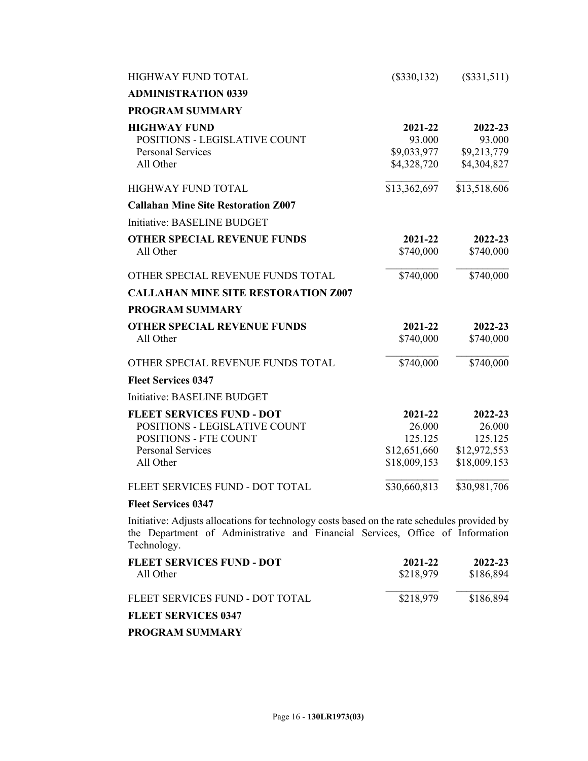| | | |
|---|---|---|
| HIGHWAY FUND TOTAL | ($330,132) | ($331,511) |

**ADMINISTRATION 0339**

**PROGRAM SUMMARY**

| **HIGHWAY FUND** | **2021-22** | **2022-23** |
|---|---|---|
| POSITIONS - LEGISLATIVE COUNT | 93.000 | 93.000 |
| Personal Services | $9,033,977 | $9,213,779 |
| All Other | $4,328,720 | $4,304,827 |
| HIGHWAY FUND TOTAL | $13,362,697 | $13,518,606 |

**Callahan Mine Site Restoration Z007**

Initiative: BASELINE BUDGET

| **OTHER SPECIAL REVENUE FUNDS** | **2021-22** | **2022-23** |
|---|---|---|
| All Other | $740,000 | $740,000 |
| OTHER SPECIAL REVENUE FUNDS TOTAL | $740,000 | $740,000 |

**CALLAHAN MINE SITE RESTORATION Z007**

**PROGRAM SUMMARY**

| **OTHER SPECIAL REVENUE FUNDS** | **2021-22** | **2022-23** |
|---|---|---|
| All Other | $740,000 | $740,000 |
| OTHER SPECIAL REVENUE FUNDS TOTAL | $740,000 | $740,000 |

**Fleet Services 0347**

Initiative: BASELINE BUDGET

| **FLEET SERVICES FUND - DOT** | **2021-22** | **2022-23** |
|---|---|---|
| POSITIONS - LEGISLATIVE COUNT | 26.000 | 26.000 |
| POSITIONS - FTE COUNT | 125.125 | 125.125 |
| Personal Services | $12,651,660 | $12,972,553 |
| All Other | $18,009,153 | $18,009,153 |
| FLEET SERVICES FUND - DOT TOTAL | $30,660,813 | $30,981,706 |

**Fleet Services 0347**

Initiative: Adjusts allocations for technology costs based on the rate schedules provided by the Department of Administrative and Financial Services, Office of Information Technology.

| **FLEET SERVICES FUND - DOT** | **2021-22** | **2022-23** |
|---|---|---|
| All Other | $218,979 | $186,894 |
| FLEET SERVICES FUND - DOT TOTAL | $218,979 | $186,894 |

**FLEET SERVICES 0347**

**PROGRAM SUMMARY**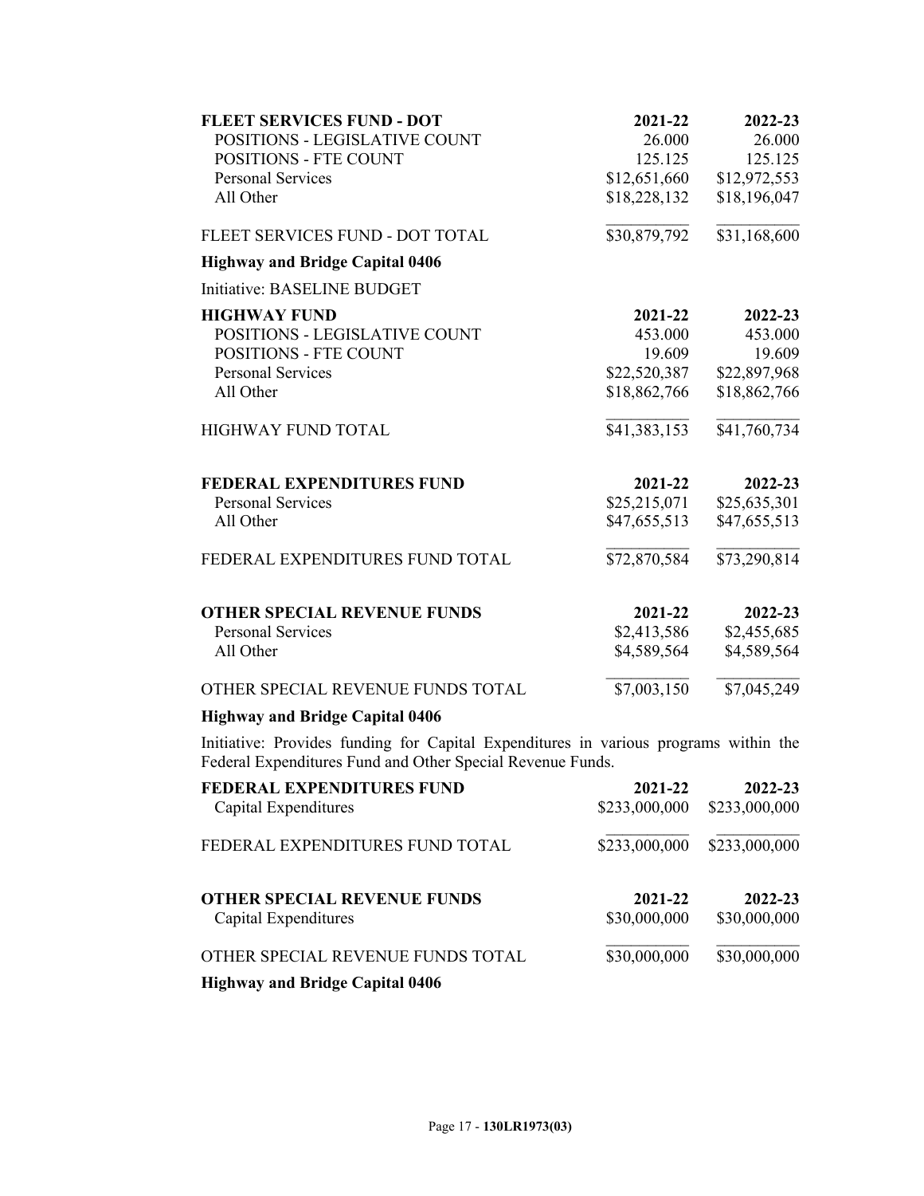| FLEET SERVICES FUND - DOT | 2021-22 | 2022-23 |
|---|---|---|
| POSITIONS - LEGISLATIVE COUNT | 26.000 | 26.000 |
| POSITIONS - FTE COUNT | 125.125 | 125.125 |
| Personal Services | $12,651,660 | $12,972,553 |
| All Other | $18,228,132 | $18,196,047 |
| FLEET SERVICES FUND - DOT TOTAL | $30,879,792 | $31,168,600 |

**Highway and Bridge Capital 0406**

Initiative: BASELINE BUDGET

| HIGHWAY FUND | 2021-22 | 2022-23 |
|---|---|---|
| POSITIONS - LEGISLATIVE COUNT | 453.000 | 453.000 |
| POSITIONS - FTE COUNT | 19.609 | 19.609 |
| Personal Services | $22,520,387 | $22,897,968 |
| All Other | $18,862,766 | $18,862,766 |
| HIGHWAY FUND TOTAL | $41,383,153 | $41,760,734 |

| FEDERAL EXPENDITURES FUND | 2021-22 | 2022-23 |
|---|---|---|
| Personal Services | $25,215,071 | $25,635,301 |
| All Other | $47,655,513 | $47,655,513 |
| FEDERAL EXPENDITURES FUND TOTAL | $72,870,584 | $73,290,814 |

| OTHER SPECIAL REVENUE FUNDS | 2021-22 | 2022-23 |
|---|---|---|
| Personal Services | $2,413,586 | $2,455,685 |
| All Other | $4,589,564 | $4,589,564 |
| OTHER SPECIAL REVENUE FUNDS TOTAL | $7,003,150 | $7,045,249 |

**Highway and Bridge Capital 0406**

Initiative: Provides funding for Capital Expenditures in various programs within the Federal Expenditures Fund and Other Special Revenue Funds.

| FEDERAL EXPENDITURES FUND | 2021-22 | 2022-23 |
|---|---|---|
| Capital Expenditures | $233,000,000 | $233,000,000 |
| FEDERAL EXPENDITURES FUND TOTAL | $233,000,000 | $233,000,000 |

| OTHER SPECIAL REVENUE FUNDS | 2021-22 | 2022-23 |
|---|---|---|
| Capital Expenditures | $30,000,000 | $30,000,000 |
| OTHER SPECIAL REVENUE FUNDS TOTAL | $30,000,000 | $30,000,000 |

**Highway and Bridge Capital 0406**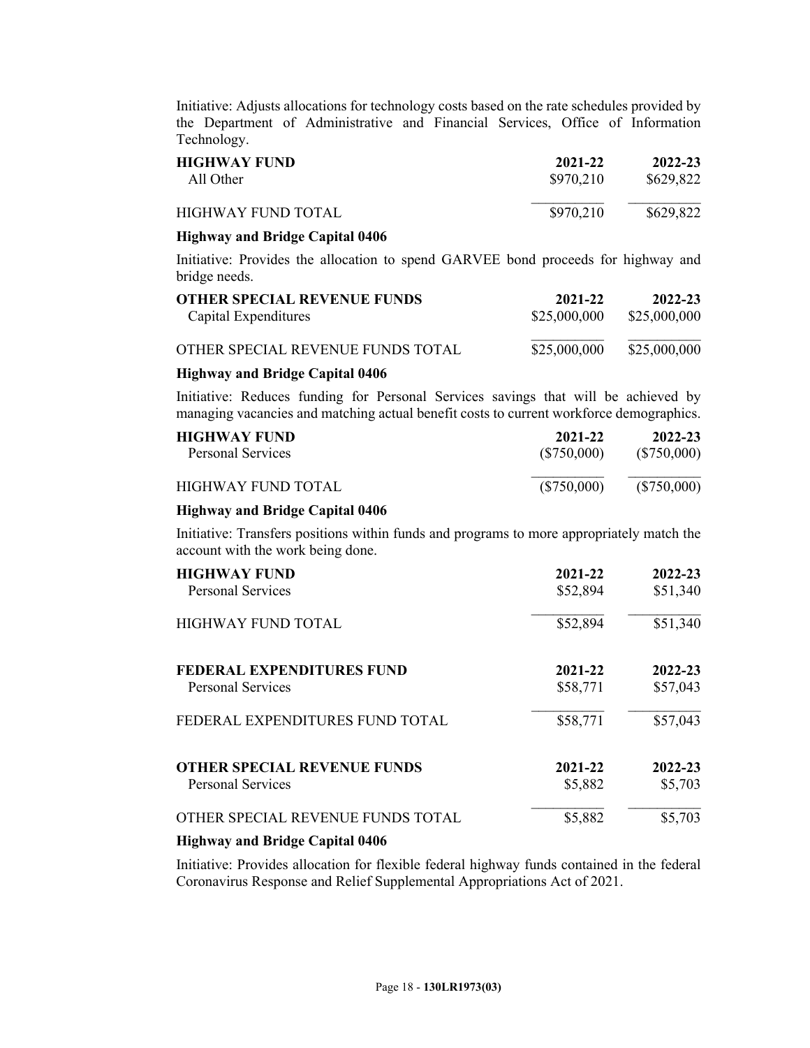Initiative: Adjusts allocations for technology costs based on the rate schedules provided by the Department of Administrative and Financial Services, Office of Information Technology.

| HIGHWAY FUND | 2021-22 | 2022-23 |
|---|---|---|
| All Other | $970,210 | $629,822 |
| HIGHWAY FUND TOTAL | $970,210 | $629,822 |

**Highway and Bridge Capital 0406**

Initiative: Provides the allocation to spend GARVEE bond proceeds for highway and bridge needs.

| OTHER SPECIAL REVENUE FUNDS | 2021-22 | 2022-23 |
|---|---|---|
| Capital Expenditures | $25,000,000 | $25,000,000 |
| OTHER SPECIAL REVENUE FUNDS TOTAL | $25,000,000 | $25,000,000 |

**Highway and Bridge Capital 0406**

Initiative: Reduces funding for Personal Services savings that will be achieved by managing vacancies and matching actual benefit costs to current workforce demographics.

| HIGHWAY FUND | 2021-22 | 2022-23 |
|---|---|---|
| Personal Services | ($750,000) | ($750,000) |
| HIGHWAY FUND TOTAL | ($750,000) | ($750,000) |

**Highway and Bridge Capital 0406**

Initiative: Transfers positions within funds and programs to more appropriately match the account with the work being done.

| HIGHWAY FUND | 2021-22 | 2022-23 |
|---|---|---|
| Personal Services | $52,894 | $51,340 |
| HIGHWAY FUND TOTAL | $52,894 | $51,340 |

| FEDERAL EXPENDITURES FUND | 2021-22 | 2022-23 |
|---|---|---|
| Personal Services | $58,771 | $57,043 |
| FEDERAL EXPENDITURES FUND TOTAL | $58,771 | $57,043 |

| OTHER SPECIAL REVENUE FUNDS | 2021-22 | 2022-23 |
|---|---|---|
| Personal Services | $5,882 | $5,703 |
| OTHER SPECIAL REVENUE FUNDS TOTAL | $5,882 | $5,703 |

**Highway and Bridge Capital 0406**

Initiative: Provides allocation for flexible federal highway funds contained in the federal Coronavirus Response and Relief Supplemental Appropriations Act of 2021.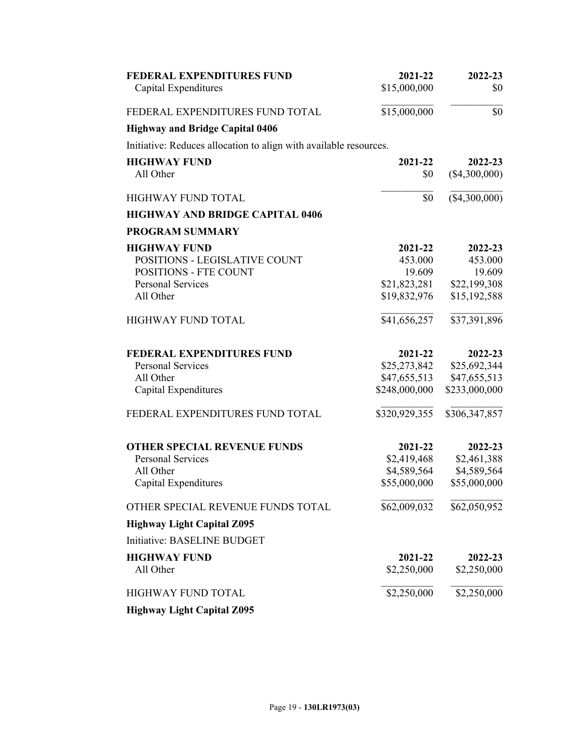| FEDERAL EXPENDITURES FUND | 2021-22 | 2022-23 |
| --- | --- | --- |
| Capital Expenditures | $15,000,000 | $0 |
| FEDERAL EXPENDITURES FUND TOTAL | $15,000,000 | $0 |

**Highway and Bridge Capital 0406**

Initiative: Reduces allocation to align with available resources.

| HIGHWAY FUND | 2021-22 | 2022-23 |
| --- | --- | --- |
| All Other | $0 | ($4,300,000) |
| HIGHWAY FUND TOTAL | $0 | ($4,300,000) |

**HIGHWAY AND BRIDGE CAPITAL 0406**

**PROGRAM SUMMARY**

| HIGHWAY FUND | 2021-22 | 2022-23 |
| --- | --- | --- |
| POSITIONS - LEGISLATIVE COUNT | 453.000 | 453.000 |
| POSITIONS - FTE COUNT | 19.609 | 19.609 |
| Personal Services | $21,823,281 | $22,199,308 |
| All Other | $19,832,976 | $15,192,588 |
| HIGHWAY FUND TOTAL | $41,656,257 | $37,391,896 |

| FEDERAL EXPENDITURES FUND | 2021-22 | 2022-23 |
| --- | --- | --- |
| Personal Services | $25,273,842 | $25,692,344 |
| All Other | $47,655,513 | $47,655,513 |
| Capital Expenditures | $248,000,000 | $233,000,000 |
| FEDERAL EXPENDITURES FUND TOTAL | $320,929,355 | $306,347,857 |

| OTHER SPECIAL REVENUE FUNDS | 2021-22 | 2022-23 |
| --- | --- | --- |
| Personal Services | $2,419,468 | $2,461,388 |
| All Other | $4,589,564 | $4,589,564 |
| Capital Expenditures | $55,000,000 | $55,000,000 |
| OTHER SPECIAL REVENUE FUNDS TOTAL | $62,009,032 | $62,050,952 |

**Highway Light Capital Z095**

Initiative: BASELINE BUDGET

| HIGHWAY FUND | 2021-22 | 2022-23 |
| --- | --- | --- |
| All Other | $2,250,000 | $2,250,000 |
| HIGHWAY FUND TOTAL | $2,250,000 | $2,250,000 |

**Highway Light Capital Z095**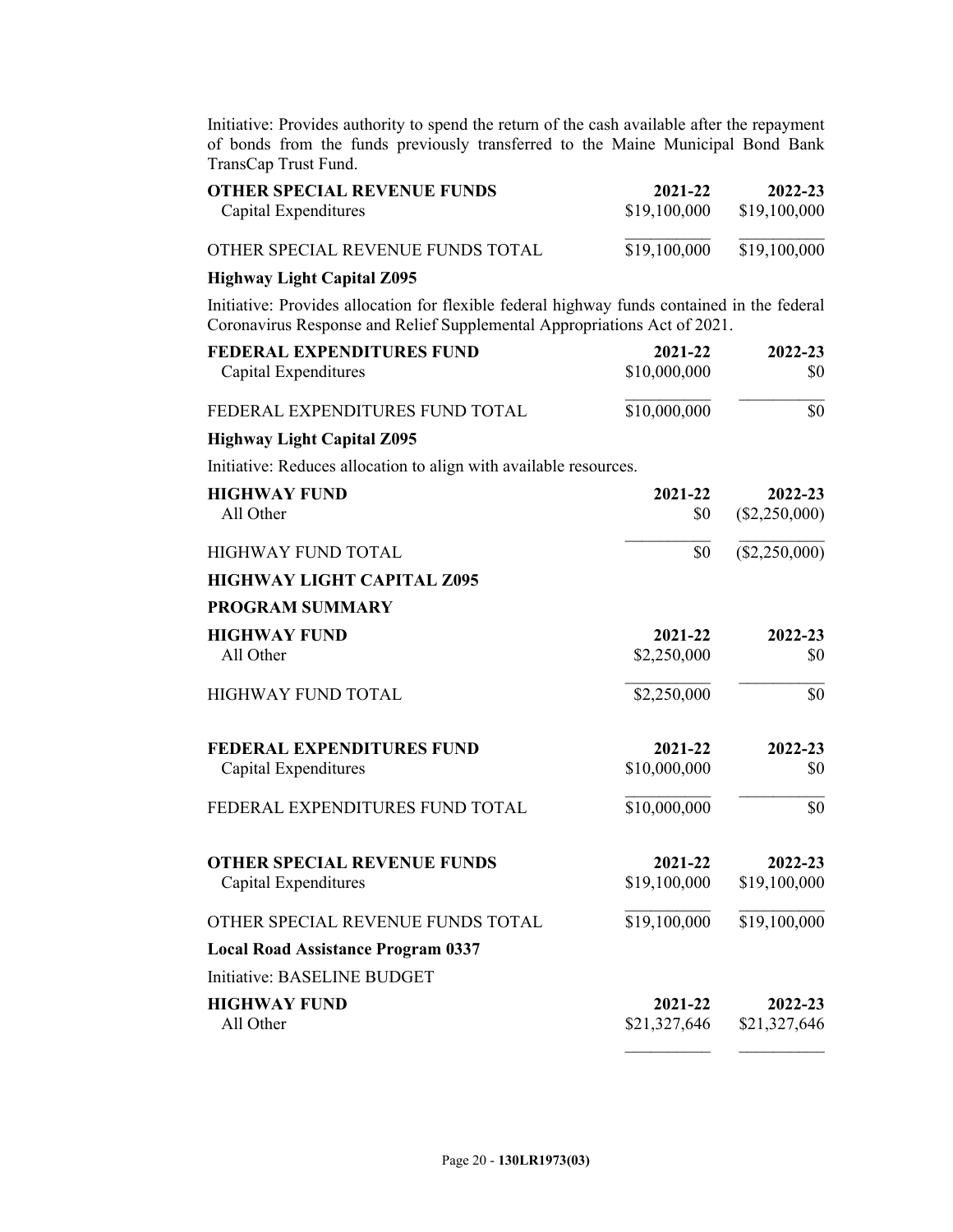Initiative: Provides authority to spend the return of the cash available after the repayment of bonds from the funds previously transferred to the Maine Municipal Bond Bank TransCap Trust Fund.

| OTHER SPECIAL REVENUE FUNDS | 2021-22 | 2022-23 |
|---|---|---|
| Capital Expenditures | $19,100,000 | $19,100,000 |
| OTHER SPECIAL REVENUE FUNDS TOTAL | $19,100,000 | $19,100,000 |

**Highway Light Capital Z095**

Initiative: Provides allocation for flexible federal highway funds contained in the federal Coronavirus Response and Relief Supplemental Appropriations Act of 2021.

| FEDERAL EXPENDITURES FUND | 2021-22 | 2022-23 |
|---|---|---|
| Capital Expenditures | $10,000,000 | $0 |
| FEDERAL EXPENDITURES FUND TOTAL | $10,000,000 | $0 |

**Highway Light Capital Z095**

Initiative: Reduces allocation to align with available resources.

| HIGHWAY FUND | 2021-22 | 2022-23 |
|---|---|---|
| All Other | $0 | ($2,250,000) |
| HIGHWAY FUND TOTAL | $0 | ($2,250,000) |

**HIGHWAY LIGHT CAPITAL Z095**

**PROGRAM SUMMARY**

| HIGHWAY FUND | 2021-22 | 2022-23 |
|---|---|---|
| All Other | $2,250,000 | $0 |
| HIGHWAY FUND TOTAL | $2,250,000 | $0 |

| FEDERAL EXPENDITURES FUND | 2021-22 | 2022-23 |
|---|---|---|
| Capital Expenditures | $10,000,000 | $0 |
| FEDERAL EXPENDITURES FUND TOTAL | $10,000,000 | $0 |

| OTHER SPECIAL REVENUE FUNDS | 2021-22 | 2022-23 |
|---|---|---|
| Capital Expenditures | $19,100,000 | $19,100,000 |
| OTHER SPECIAL REVENUE FUNDS TOTAL | $19,100,000 | $19,100,000 |

**Local Road Assistance Program 0337**

Initiative: BASELINE BUDGET

| HIGHWAY FUND | 2021-22 | 2022-23 |
|---|---|---|
| All Other | $21,327,646 | $21,327,646 |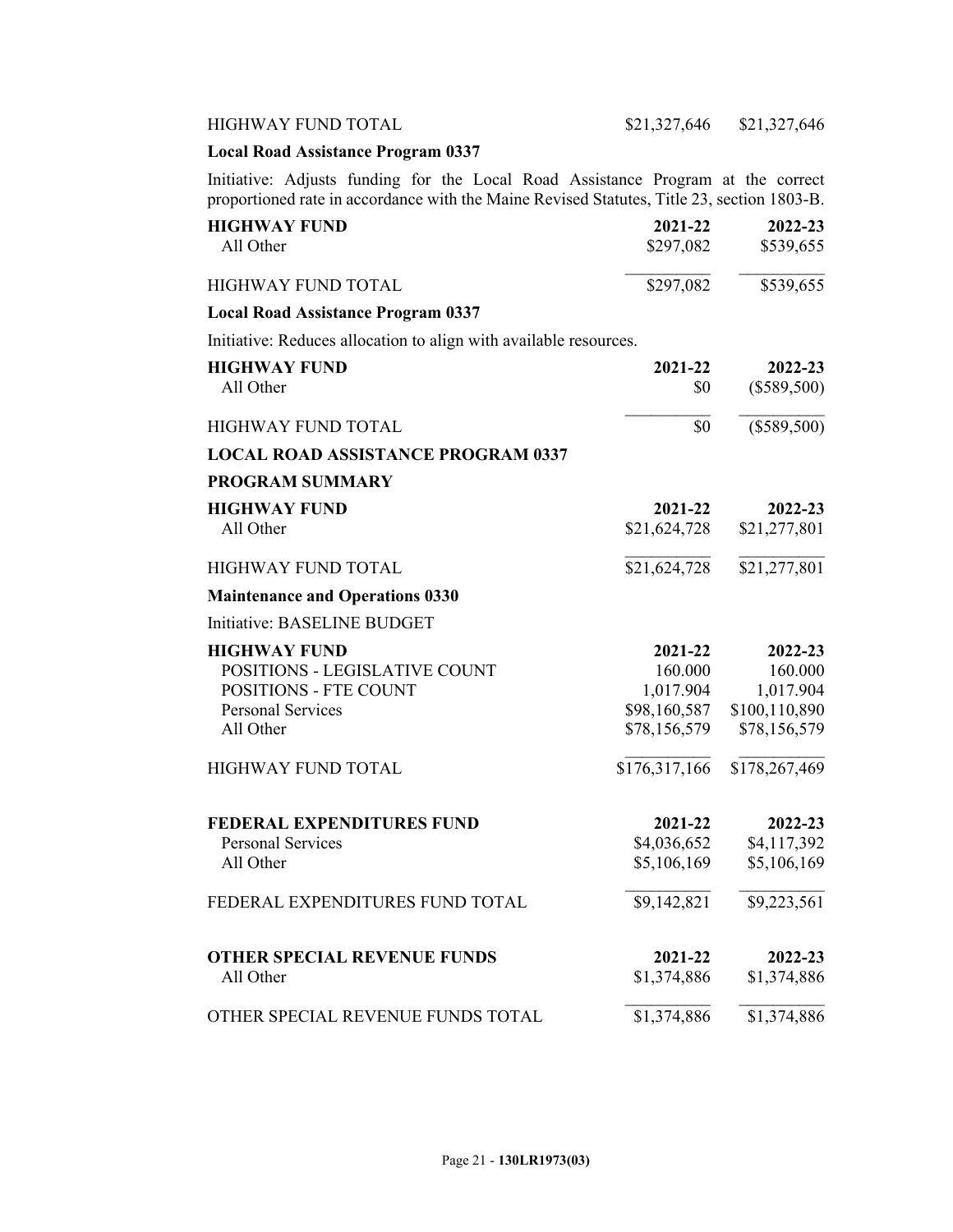| | | |
|---|---|---|
| HIGHWAY FUND TOTAL | $21,327,646 | $21,327,646 |

**Local Road Assistance Program 0337**

Initiative: Adjusts funding for the Local Road Assistance Program at the correct proportioned rate in accordance with the Maine Revised Statutes, Title 23, section 1803-B.

| **HIGHWAY FUND** | **2021-22** | **2022-23** |
|---|---|---|
| All Other | $297,082 | $539,655 |
| HIGHWAY FUND TOTAL | $297,082 | $539,655 |

**Local Road Assistance Program 0337**

Initiative: Reduces allocation to align with available resources.

| **HIGHWAY FUND** | **2021-22** | **2022-23** |
|---|---|---|
| All Other | $0 | ($589,500) |
| HIGHWAY FUND TOTAL | $0 | ($589,500) |

**LOCAL ROAD ASSISTANCE PROGRAM 0337**

**PROGRAM SUMMARY**

| **HIGHWAY FUND** | **2021-22** | **2022-23** |
|---|---|---|
| All Other | $21,624,728 | $21,277,801 |
| HIGHWAY FUND TOTAL | $21,624,728 | $21,277,801 |

**Maintenance and Operations 0330**

Initiative: BASELINE BUDGET

| **HIGHWAY FUND** | **2021-22** | **2022-23** |
|---|---|---|
| POSITIONS - LEGISLATIVE COUNT | 160.000 | 160.000 |
| POSITIONS - FTE COUNT | 1,017.904 | 1,017.904 |
| Personal Services | $98,160,587 | $100,110,890 |
| All Other | $78,156,579 | $78,156,579 |
| HIGHWAY FUND TOTAL | $176,317,166 | $178,267,469 |

| **FEDERAL EXPENDITURES FUND** | **2021-22** | **2022-23** |
|---|---|---|
| Personal Services | $4,036,652 | $4,117,392 |
| All Other | $5,106,169 | $5,106,169 |
| FEDERAL EXPENDITURES FUND TOTAL | $9,142,821 | $9,223,561 |

| **OTHER SPECIAL REVENUE FUNDS** | **2021-22** | **2022-23** |
|---|---|---|
| All Other | $1,374,886 | $1,374,886 |
| OTHER SPECIAL REVENUE FUNDS TOTAL | $1,374,886 | $1,374,886 |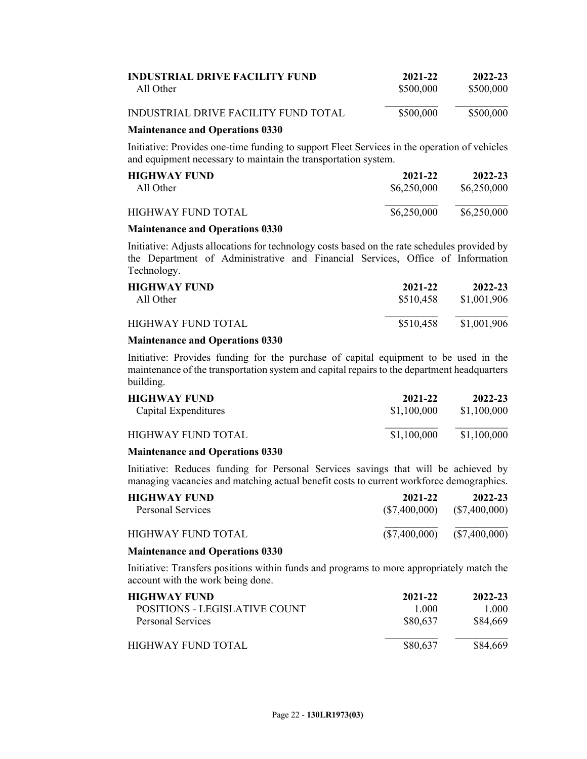| INDUSTRIAL DRIVE FACILITY FUND | 2021-22 | 2022-23 |
|---|---|---|
| All Other | $500,000 | $500,000 |
| INDUSTRIAL DRIVE FACILITY FUND TOTAL | $500,000 | $500,000 |

**Maintenance and Operations 0330**

Initiative: Provides one-time funding to support Fleet Services in the operation of vehicles and equipment necessary to maintain the transportation system.

| HIGHWAY FUND | 2021-22 | 2022-23 |
|---|---|---|
| All Other | $6,250,000 | $6,250,000 |
| HIGHWAY FUND TOTAL | $6,250,000 | $6,250,000 |

**Maintenance and Operations 0330**

Initiative: Adjusts allocations for technology costs based on the rate schedules provided by the Department of Administrative and Financial Services, Office of Information Technology.

| HIGHWAY FUND | 2021-22 | 2022-23 |
|---|---|---|
| All Other | $510,458 | $1,001,906 |
| HIGHWAY FUND TOTAL | $510,458 | $1,001,906 |

**Maintenance and Operations 0330**

Initiative: Provides funding for the purchase of capital equipment to be used in the maintenance of the transportation system and capital repairs to the department headquarters building.

| HIGHWAY FUND | 2021-22 | 2022-23 |
|---|---|---|
| Capital Expenditures | $1,100,000 | $1,100,000 |
| HIGHWAY FUND TOTAL | $1,100,000 | $1,100,000 |

**Maintenance and Operations 0330**

Initiative: Reduces funding for Personal Services savings that will be achieved by managing vacancies and matching actual benefit costs to current workforce demographics.

| HIGHWAY FUND | 2021-22 | 2022-23 |
|---|---|---|
| Personal Services | ($7,400,000) | ($7,400,000) |
| HIGHWAY FUND TOTAL | ($7,400,000) | ($7,400,000) |

**Maintenance and Operations 0330**

Initiative: Transfers positions within funds and programs to more appropriately match the account with the work being done.

| HIGHWAY FUND | 2021-22 | 2022-23 |
|---|---|---|
| POSITIONS - LEGISLATIVE COUNT | 1.000 | 1.000 |
| Personal Services | $80,637 | $84,669 |
| HIGHWAY FUND TOTAL | $80,637 | $84,669 |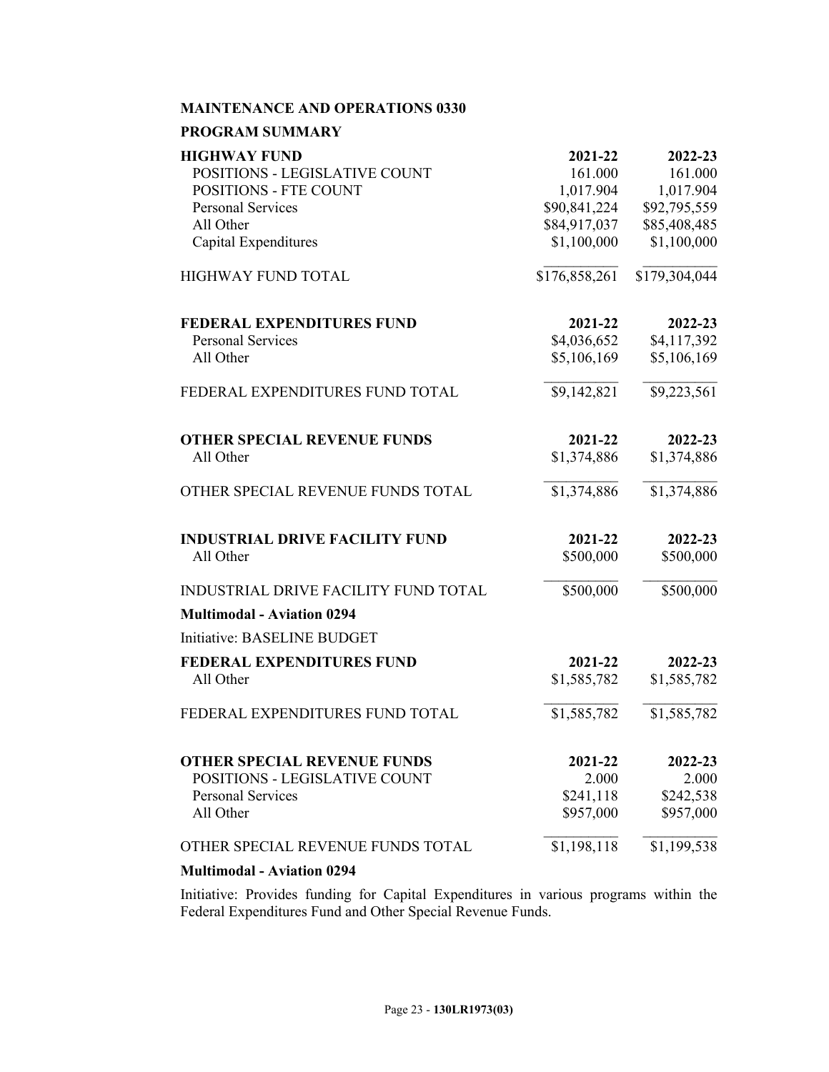**MAINTENANCE AND OPERATIONS 0330**

**PROGRAM SUMMARY**

| **HIGHWAY FUND** | **2021-22** | **2022-23** |
|---|---|---|
| POSITIONS - LEGISLATIVE COUNT | 161.000 | 161.000 |
| POSITIONS - FTE COUNT | 1,017.904 | 1,017.904 |
| Personal Services | $90,841,224 | $92,795,559 |
| All Other | $84,917,037 | $85,408,485 |
| Capital Expenditures | $1,100,000 | $1,100,000 |
| HIGHWAY FUND TOTAL | $176,858,261 | $179,304,044 |

| **FEDERAL EXPENDITURES FUND** | **2021-22** | **2022-23** |
|---|---|---|
| Personal Services | $4,036,652 | $4,117,392 |
| All Other | $5,106,169 | $5,106,169 |
| FEDERAL EXPENDITURES FUND TOTAL | $9,142,821 | $9,223,561 |

| **OTHER SPECIAL REVENUE FUNDS** | **2021-22** | **2022-23** |
|---|---|---|
| All Other | $1,374,886 | $1,374,886 |
| OTHER SPECIAL REVENUE FUNDS TOTAL | $1,374,886 | $1,374,886 |

| **INDUSTRIAL DRIVE FACILITY FUND** | **2021-22** | **2022-23** |
|---|---|---|
| All Other | $500,000 | $500,000 |
| INDUSTRIAL DRIVE FACILITY FUND TOTAL | $500,000 | $500,000 |

**Multimodal - Aviation 0294**

Initiative: BASELINE BUDGET

| **FEDERAL EXPENDITURES FUND** | **2021-22** | **2022-23** |
|---|---|---|
| All Other | $1,585,782 | $1,585,782 |
| FEDERAL EXPENDITURES FUND TOTAL | $1,585,782 | $1,585,782 |

| **OTHER SPECIAL REVENUE FUNDS** | **2021-22** | **2022-23** |
|---|---|---|
| POSITIONS - LEGISLATIVE COUNT | 2.000 | 2.000 |
| Personal Services | $241,118 | $242,538 |
| All Other | $957,000 | $957,000 |
| OTHER SPECIAL REVENUE FUNDS TOTAL | $1,198,118 | $1,199,538 |

**Multimodal - Aviation 0294**

Initiative: Provides funding for Capital Expenditures in various programs within the Federal Expenditures Fund and Other Special Revenue Funds.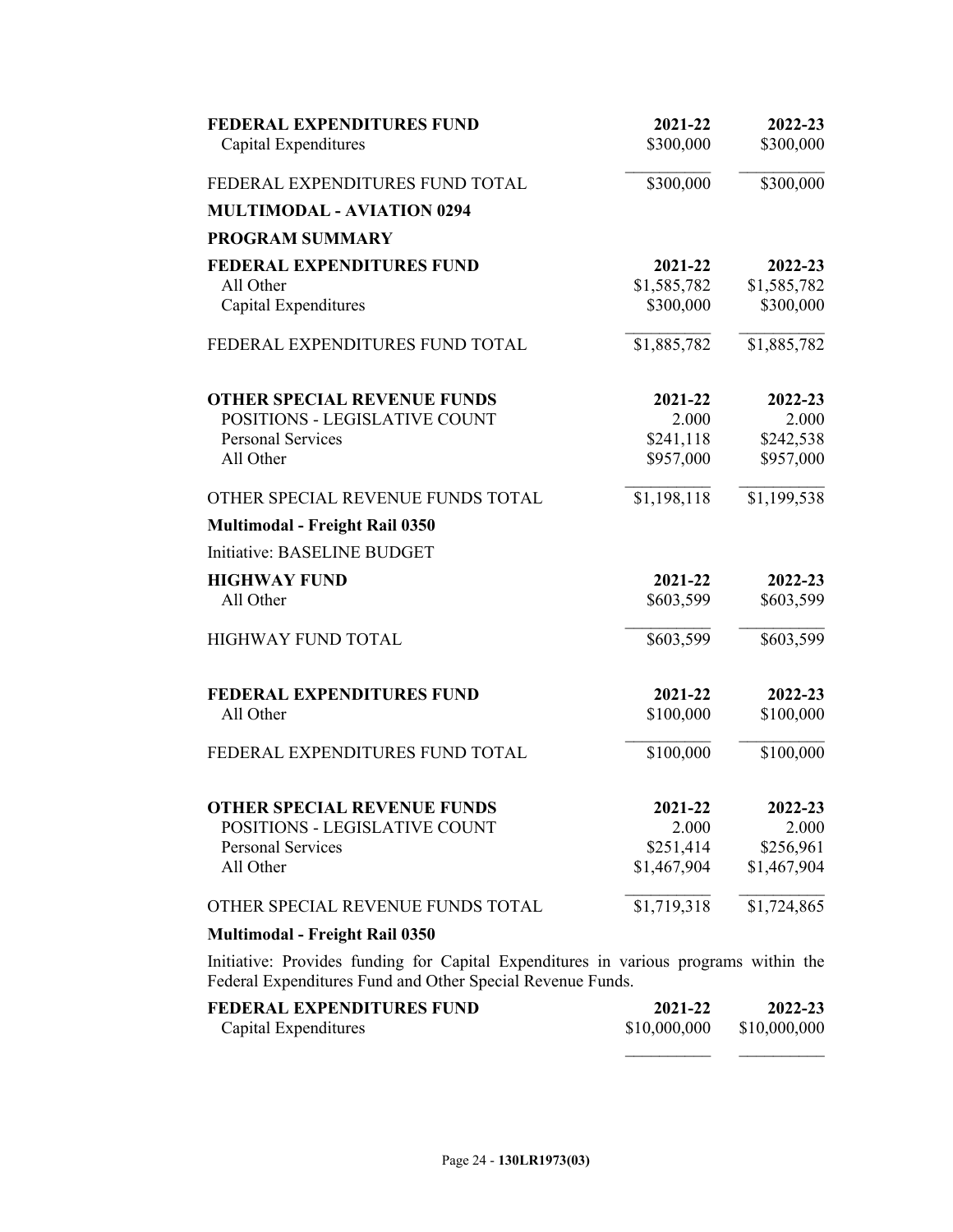| FEDERAL EXPENDITURES FUND | 2021-22 | 2022-23 |
|---|---|---|
| Capital Expenditures | $300,000 | $300,000 |
| FEDERAL EXPENDITURES FUND TOTAL | $300,000 | $300,000 |

**MULTIMODAL - AVIATION 0294**

**PROGRAM SUMMARY**

| FEDERAL EXPENDITURES FUND | 2021-22 | 2022-23 |
|---|---|---|
| All Other | $1,585,782 | $1,585,782 |
| Capital Expenditures | $300,000 | $300,000 |
| FEDERAL EXPENDITURES FUND TOTAL | $1,885,782 | $1,885,782 |

| OTHER SPECIAL REVENUE FUNDS | 2021-22 | 2022-23 |
|---|---|---|
| POSITIONS - LEGISLATIVE COUNT | 2.000 | 2.000 |
| Personal Services | $241,118 | $242,538 |
| All Other | $957,000 | $957,000 |
| OTHER SPECIAL REVENUE FUNDS TOTAL | $1,198,118 | $1,199,538 |

**Multimodal - Freight Rail 0350**

Initiative: BASELINE BUDGET

| HIGHWAY FUND | 2021-22 | 2022-23 |
|---|---|---|
| All Other | $603,599 | $603,599 |
| HIGHWAY FUND TOTAL | $603,599 | $603,599 |

| FEDERAL EXPENDITURES FUND | 2021-22 | 2022-23 |
|---|---|---|
| All Other | $100,000 | $100,000 |
| FEDERAL EXPENDITURES FUND TOTAL | $100,000 | $100,000 |

| OTHER SPECIAL REVENUE FUNDS | 2021-22 | 2022-23 |
|---|---|---|
| POSITIONS - LEGISLATIVE COUNT | 2.000 | 2.000 |
| Personal Services | $251,414 | $256,961 |
| All Other | $1,467,904 | $1,467,904 |
| OTHER SPECIAL REVENUE FUNDS TOTAL | $1,719,318 | $1,724,865 |

**Multimodal - Freight Rail 0350**

Initiative: Provides funding for Capital Expenditures in various programs within the Federal Expenditures Fund and Other Special Revenue Funds.

| FEDERAL EXPENDITURES FUND | 2021-22 | 2022-23 |
|---|---|---|
| Capital Expenditures | $10,000,000 | $10,000,000 |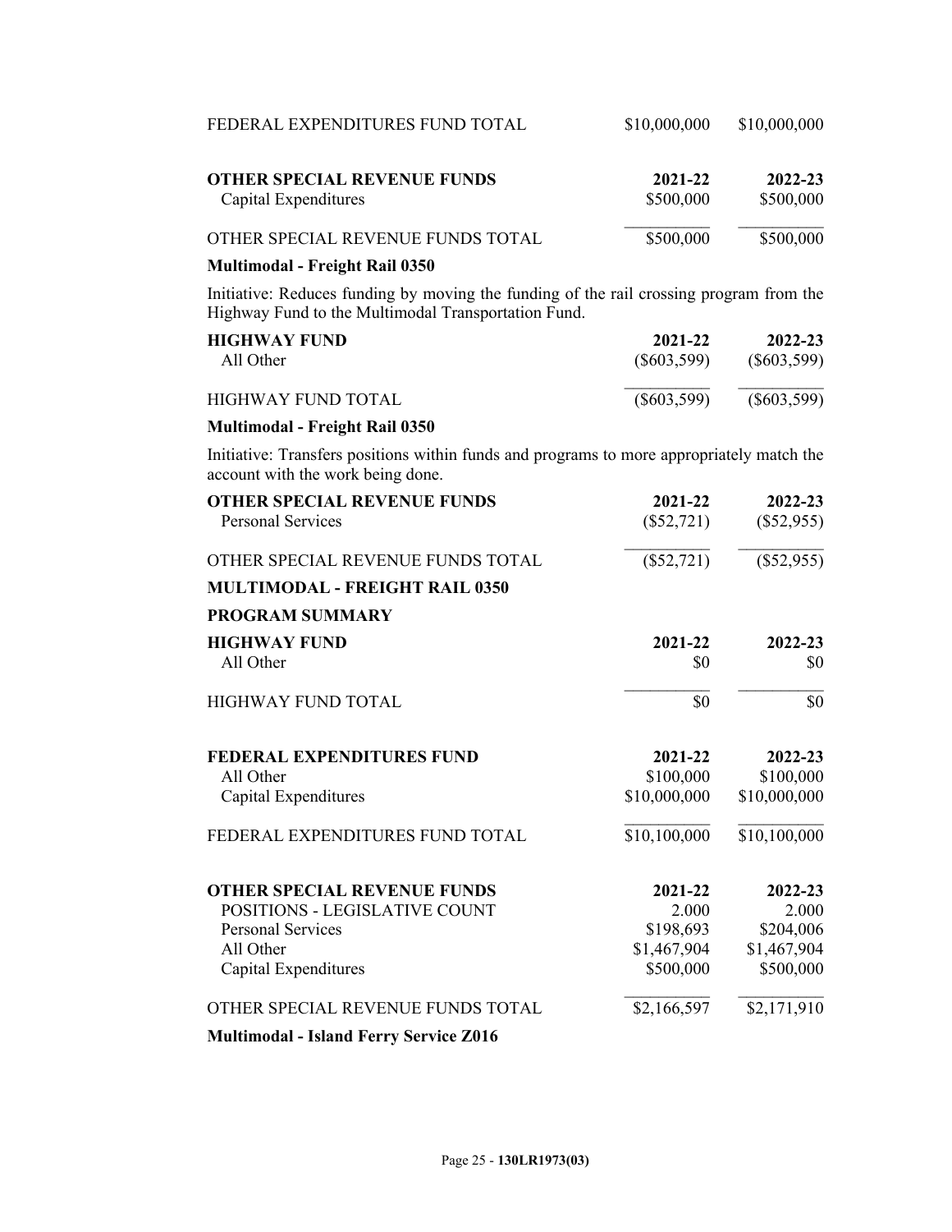| FEDERAL EXPENDITURES FUND TOTAL | $10,000,000 | $10,000,000 |
|---|---|---|

| **OTHER SPECIAL REVENUE FUNDS** | **2021-22** | **2022-23** |
|---|---|---|
| Capital Expenditures | $500,000 | $500,000 |
| OTHER SPECIAL REVENUE FUNDS TOTAL | $500,000 | $500,000 |

**Multimodal - Freight Rail 0350**

Initiative: Reduces funding by moving the funding of the rail crossing program from the Highway Fund to the Multimodal Transportation Fund.

| **HIGHWAY FUND** | **2021-22** | **2022-23** |
|---|---|---|
| All Other | ($603,599) | ($603,599) |
| HIGHWAY FUND TOTAL | ($603,599) | ($603,599) |

**Multimodal - Freight Rail 0350**

Initiative: Transfers positions within funds and programs to more appropriately match the account with the work being done.

| **OTHER SPECIAL REVENUE FUNDS** | **2021-22** | **2022-23** |
|---|---|---|
| Personal Services | ($52,721) | ($52,955) |
| OTHER SPECIAL REVENUE FUNDS TOTAL | ($52,721) | ($52,955) |

**MULTIMODAL - FREIGHT RAIL 0350**

**PROGRAM SUMMARY**

| **HIGHWAY FUND** | **2021-22** | **2022-23** |
|---|---|---|
| All Other | $0 | $0 |
| HIGHWAY FUND TOTAL | $0 | $0 |

| **FEDERAL EXPENDITURES FUND** | **2021-22** | **2022-23** |
|---|---|---|
| All Other | $100,000 | $100,000 |
| Capital Expenditures | $10,000,000 | $10,000,000 |
| FEDERAL EXPENDITURES FUND TOTAL | $10,100,000 | $10,100,000 |

| **OTHER SPECIAL REVENUE FUNDS** | **2021-22** | **2022-23** |
|---|---|---|
| POSITIONS - LEGISLATIVE COUNT | 2.000 | 2.000 |
| Personal Services | $198,693 | $204,006 |
| All Other | $1,467,904 | $1,467,904 |
| Capital Expenditures | $500,000 | $500,000 |
| OTHER SPECIAL REVENUE FUNDS TOTAL | $2,166,597 | $2,171,910 |

**Multimodal - Island Ferry Service Z016**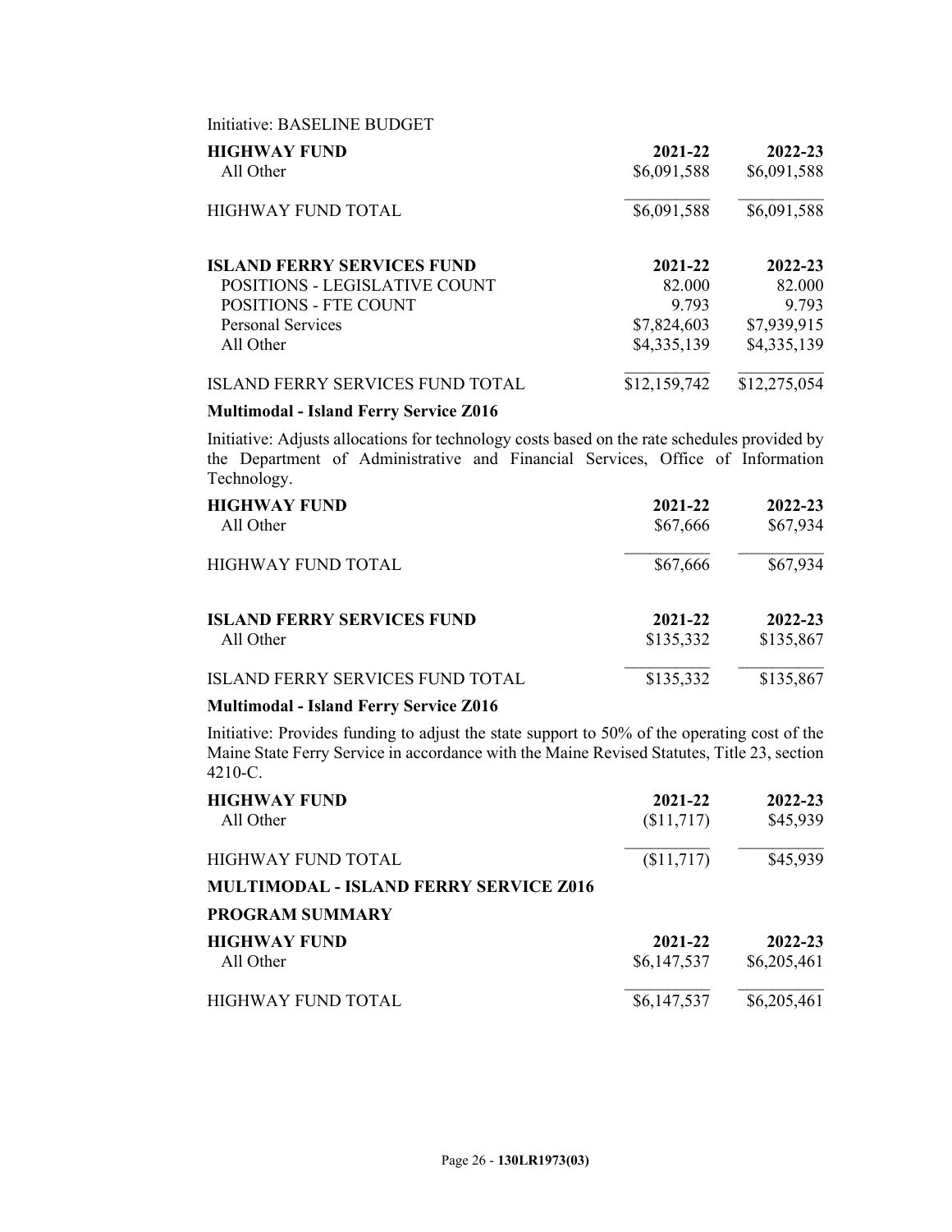Initiative: BASELINE BUDGET

| HIGHWAY FUND | 2021-22 | 2022-23 |
|---|---|---|
| All Other | $6,091,588 | $6,091,588 |
| HIGHWAY FUND TOTAL | $6,091,588 | $6,091,588 |

| ISLAND FERRY SERVICES FUND | 2021-22 | 2022-23 |
|---|---|---|
| POSITIONS - LEGISLATIVE COUNT | 82.000 | 82.000 |
| POSITIONS - FTE COUNT | 9.793 | 9.793 |
| Personal Services | $7,824,603 | $7,939,915 |
| All Other | $4,335,139 | $4,335,139 |
| ISLAND FERRY SERVICES FUND TOTAL | $12,159,742 | $12,275,054 |

**Multimodal - Island Ferry Service Z016**

Initiative: Adjusts allocations for technology costs based on the rate schedules provided by the Department of Administrative and Financial Services, Office of Information Technology.

| HIGHWAY FUND | 2021-22 | 2022-23 |
|---|---|---|
| All Other | $67,666 | $67,934 |
| HIGHWAY FUND TOTAL | $67,666 | $67,934 |

| ISLAND FERRY SERVICES FUND | 2021-22 | 2022-23 |
|---|---|---|
| All Other | $135,332 | $135,867 |
| ISLAND FERRY SERVICES FUND TOTAL | $135,332 | $135,867 |

**Multimodal - Island Ferry Service Z016**

Initiative: Provides funding to adjust the state support to 50% of the operating cost of the Maine State Ferry Service in accordance with the Maine Revised Statutes, Title 23, section 4210-C.

| HIGHWAY FUND | 2021-22 | 2022-23 |
|---|---|---|
| All Other | ($11,717) | $45,939 |
| HIGHWAY FUND TOTAL | ($11,717) | $45,939 |

**MULTIMODAL - ISLAND FERRY SERVICE Z016**

**PROGRAM SUMMARY**

| HIGHWAY FUND | 2021-22 | 2022-23 |
|---|---|---|
| All Other | $6,147,537 | $6,205,461 |
| HIGHWAY FUND TOTAL | $6,147,537 | $6,205,461 |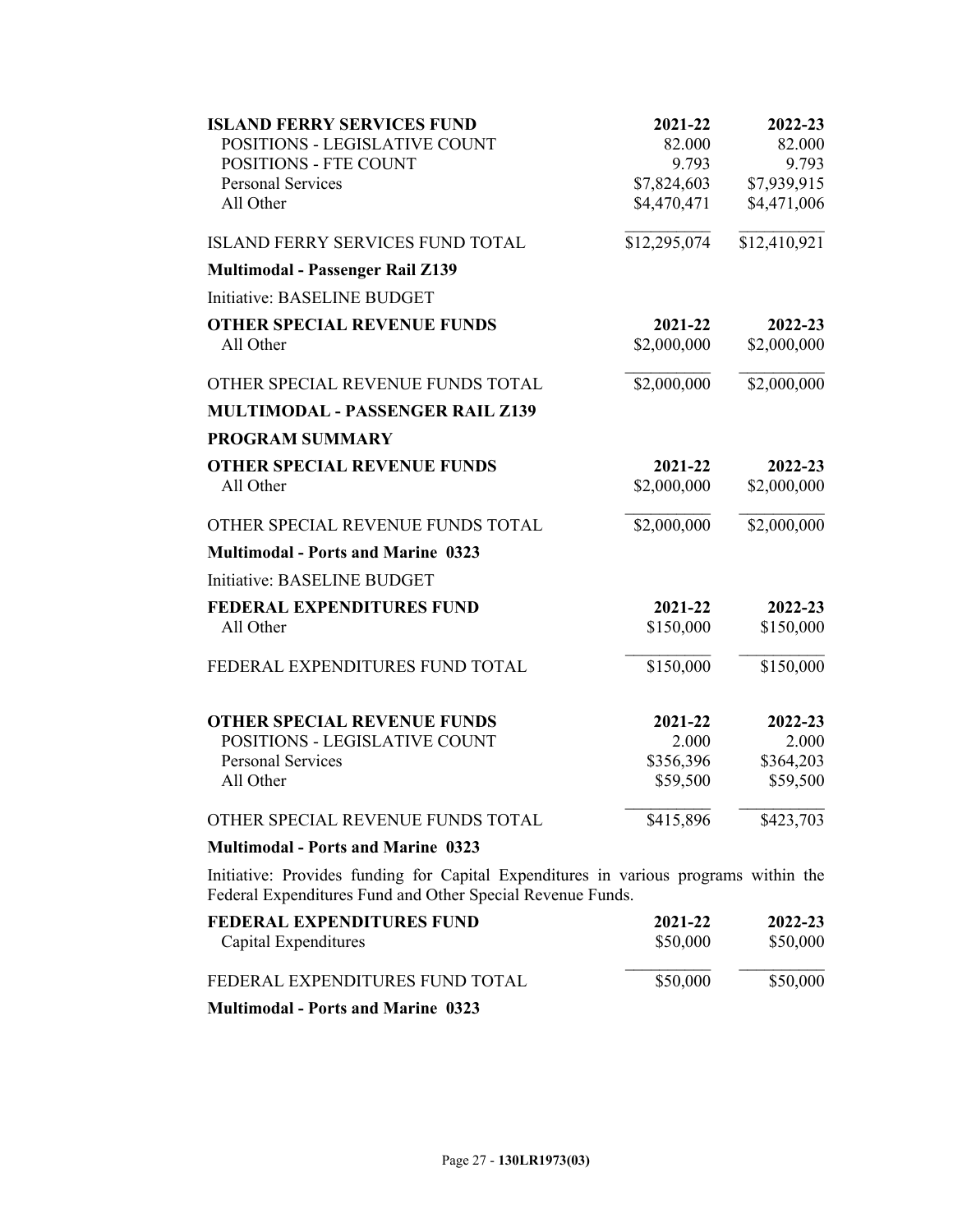| ISLAND FERRY SERVICES FUND | 2021-22 | 2022-23 |
|---|---|---|
| POSITIONS - LEGISLATIVE COUNT | 82.000 | 82.000 |
| POSITIONS - FTE COUNT | 9.793 | 9.793 |
| Personal Services | $7,824,603 | $7,939,915 |
| All Other | $4,470,471 | $4,471,006 |
| ISLAND FERRY SERVICES FUND TOTAL | $12,295,074 | $12,410,921 |

**Multimodal - Passenger Rail Z139**

Initiative: BASELINE BUDGET

| OTHER SPECIAL REVENUE FUNDS | 2021-22 | 2022-23 |
|---|---|---|
| All Other | $2,000,000 | $2,000,000 |
| OTHER SPECIAL REVENUE FUNDS TOTAL | $2,000,000 | $2,000,000 |

**MULTIMODAL - PASSENGER RAIL Z139**

**PROGRAM SUMMARY**

| OTHER SPECIAL REVENUE FUNDS | 2021-22 | 2022-23 |
|---|---|---|
| All Other | $2,000,000 | $2,000,000 |
| OTHER SPECIAL REVENUE FUNDS TOTAL | $2,000,000 | $2,000,000 |

**Multimodal - Ports and Marine 0323**

Initiative: BASELINE BUDGET

| FEDERAL EXPENDITURES FUND | 2021-22 | 2022-23 |
|---|---|---|
| All Other | $150,000 | $150,000 |
| FEDERAL EXPENDITURES FUND TOTAL | $150,000 | $150,000 |

| OTHER SPECIAL REVENUE FUNDS | 2021-22 | 2022-23 |
|---|---|---|
| POSITIONS - LEGISLATIVE COUNT | 2.000 | 2.000 |
| Personal Services | $356,396 | $364,203 |
| All Other | $59,500 | $59,500 |
| OTHER SPECIAL REVENUE FUNDS TOTAL | $415,896 | $423,703 |

**Multimodal - Ports and Marine 0323**

Initiative: Provides funding for Capital Expenditures in various programs within the Federal Expenditures Fund and Other Special Revenue Funds.

| FEDERAL EXPENDITURES FUND | 2021-22 | 2022-23 |
|---|---|---|
| Capital Expenditures | $50,000 | $50,000 |
| FEDERAL EXPENDITURES FUND TOTAL | $50,000 | $50,000 |

**Multimodal - Ports and Marine 0323**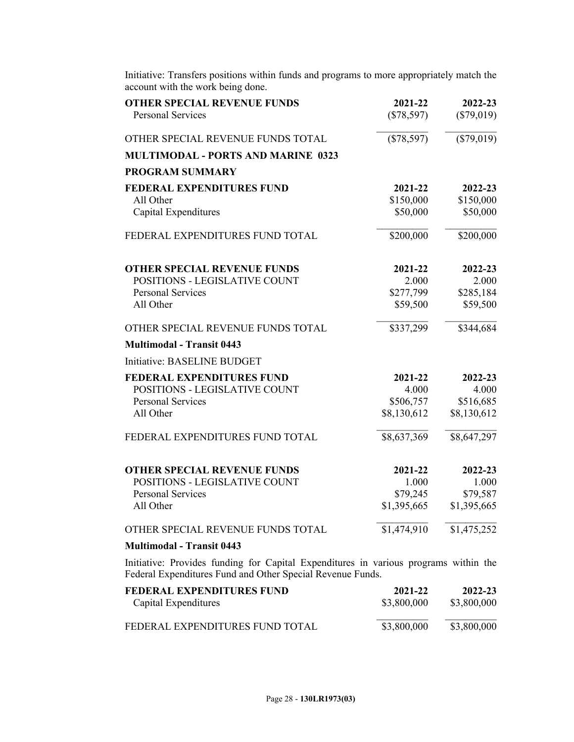Initiative: Transfers positions within funds and programs to more appropriately match the account with the work being done.

| OTHER SPECIAL REVENUE FUNDS | 2021-22 | 2022-23 |
|---|---|---|
| Personal Services | ($78,597) | ($79,019) |
| OTHER SPECIAL REVENUE FUNDS TOTAL | ($78,597) | ($79,019) |

**MULTIMODAL - PORTS AND MARINE 0323**

**PROGRAM SUMMARY**

| FEDERAL EXPENDITURES FUND | 2021-22 | 2022-23 |
|---|---|---|
| All Other | $150,000 | $150,000 |
| Capital Expenditures | $50,000 | $50,000 |
| FEDERAL EXPENDITURES FUND TOTAL | $200,000 | $200,000 |

| OTHER SPECIAL REVENUE FUNDS | 2021-22 | 2022-23 |
|---|---|---|
| POSITIONS - LEGISLATIVE COUNT | 2.000 | 2.000 |
| Personal Services | $277,799 | $285,184 |
| All Other | $59,500 | $59,500 |
| OTHER SPECIAL REVENUE FUNDS TOTAL | $337,299 | $344,684 |

**Multimodal - Transit 0443**

Initiative: BASELINE BUDGET

| FEDERAL EXPENDITURES FUND | 2021-22 | 2022-23 |
|---|---|---|
| POSITIONS - LEGISLATIVE COUNT | 4.000 | 4.000 |
| Personal Services | $506,757 | $516,685 |
| All Other | $8,130,612 | $8,130,612 |
| FEDERAL EXPENDITURES FUND TOTAL | $8,637,369 | $8,647,297 |

| OTHER SPECIAL REVENUE FUNDS | 2021-22 | 2022-23 |
|---|---|---|
| POSITIONS - LEGISLATIVE COUNT | 1.000 | 1.000 |
| Personal Services | $79,245 | $79,587 |
| All Other | $1,395,665 | $1,395,665 |
| OTHER SPECIAL REVENUE FUNDS TOTAL | $1,474,910 | $1,475,252 |

**Multimodal - Transit 0443**

Initiative: Provides funding for Capital Expenditures in various programs within the Federal Expenditures Fund and Other Special Revenue Funds.

| FEDERAL EXPENDITURES FUND | 2021-22 | 2022-23 |
|---|---|---|
| Capital Expenditures | $3,800,000 | $3,800,000 |
| FEDERAL EXPENDITURES FUND TOTAL | $3,800,000 | $3,800,000 |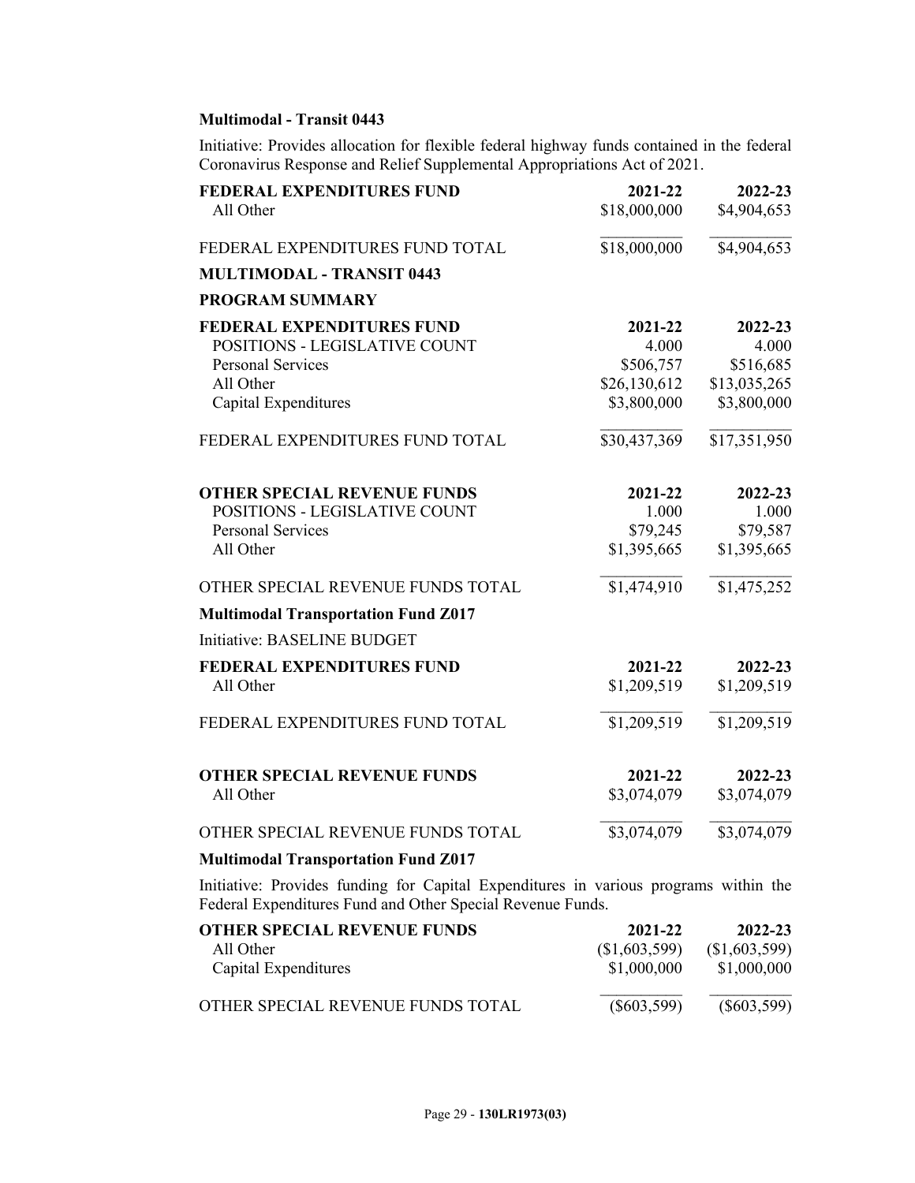**Multimodal - Transit 0443**

Initiative: Provides allocation for flexible federal highway funds contained in the federal Coronavirus Response and Relief Supplemental Appropriations Act of 2021.

| FEDERAL EXPENDITURES FUND | 2021-22 | 2022-23 |
|---|---|---|
| All Other | $18,000,000 | $4,904,653 |
| FEDERAL EXPENDITURES FUND TOTAL | $18,000,000 | $4,904,653 |

**MULTIMODAL - TRANSIT 0443**

**PROGRAM SUMMARY**

| FEDERAL EXPENDITURES FUND | 2021-22 | 2022-23 |
|---|---|---|
| POSITIONS - LEGISLATIVE COUNT | 4.000 | 4.000 |
| Personal Services | $506,757 | $516,685 |
| All Other | $26,130,612 | $13,035,265 |
| Capital Expenditures | $3,800,000 | $3,800,000 |
| FEDERAL EXPENDITURES FUND TOTAL | $30,437,369 | $17,351,950 |

| OTHER SPECIAL REVENUE FUNDS | 2021-22 | 2022-23 |
|---|---|---|
| POSITIONS - LEGISLATIVE COUNT | 1.000 | 1.000 |
| Personal Services | $79,245 | $79,587 |
| All Other | $1,395,665 | $1,395,665 |
| OTHER SPECIAL REVENUE FUNDS TOTAL | $1,474,910 | $1,475,252 |

**Multimodal Transportation Fund Z017**

Initiative: BASELINE BUDGET

| FEDERAL EXPENDITURES FUND | 2021-22 | 2022-23 |
|---|---|---|
| All Other | $1,209,519 | $1,209,519 |
| FEDERAL EXPENDITURES FUND TOTAL | $1,209,519 | $1,209,519 |

| OTHER SPECIAL REVENUE FUNDS | 2021-22 | 2022-23 |
|---|---|---|
| All Other | $3,074,079 | $3,074,079 |
| OTHER SPECIAL REVENUE FUNDS TOTAL | $3,074,079 | $3,074,079 |

**Multimodal Transportation Fund Z017**

Initiative: Provides funding for Capital Expenditures in various programs within the Federal Expenditures Fund and Other Special Revenue Funds.

| OTHER SPECIAL REVENUE FUNDS | 2021-22 | 2022-23 |
|---|---|---|
| All Other | ($1,603,599) | ($1,603,599) |
| Capital Expenditures | $1,000,000 | $1,000,000 |
| OTHER SPECIAL REVENUE FUNDS TOTAL | ($603,599) | ($603,599) |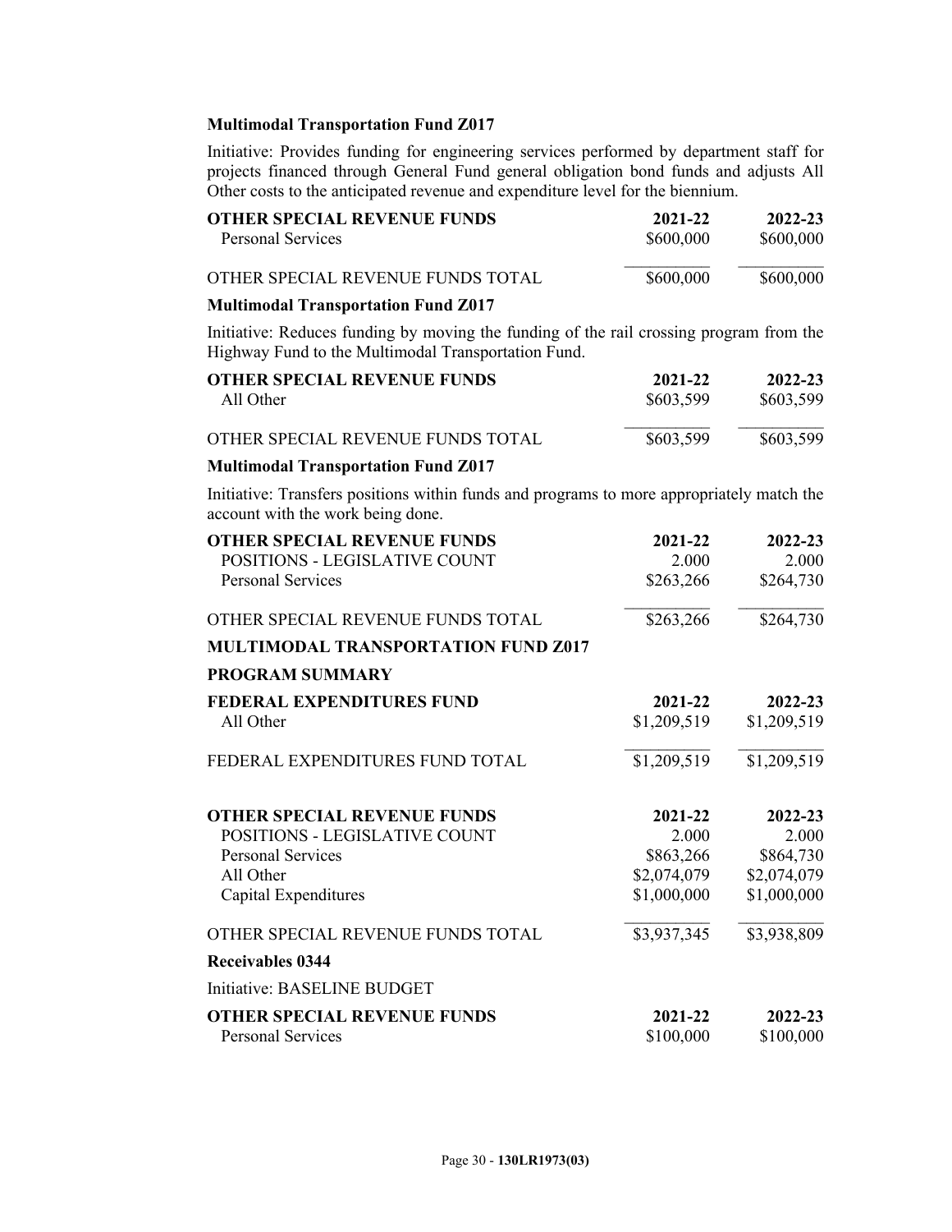**Multimodal Transportation Fund Z017**

Initiative: Provides funding for engineering services performed by department staff for projects financed through General Fund general obligation bond funds and adjusts All Other costs to the anticipated revenue and expenditure level for the biennium.

| OTHER SPECIAL REVENUE FUNDS | 2021-22 | 2022-23 |
|---|---|---|
| Personal Services | $600,000 | $600,000 |
| OTHER SPECIAL REVENUE FUNDS TOTAL | $600,000 | $600,000 |

**Multimodal Transportation Fund Z017**

Initiative: Reduces funding by moving the funding of the rail crossing program from the Highway Fund to the Multimodal Transportation Fund.

| OTHER SPECIAL REVENUE FUNDS | 2021-22 | 2022-23 |
|---|---|---|
| All Other | $603,599 | $603,599 |
| OTHER SPECIAL REVENUE FUNDS TOTAL | $603,599 | $603,599 |

**Multimodal Transportation Fund Z017**

Initiative: Transfers positions within funds and programs to more appropriately match the account with the work being done.

| OTHER SPECIAL REVENUE FUNDS | 2021-22 | 2022-23 |
|---|---|---|
| POSITIONS - LEGISLATIVE COUNT | 2.000 | 2.000 |
| Personal Services | $263,266 | $264,730 |
| OTHER SPECIAL REVENUE FUNDS TOTAL | $263,266 | $264,730 |

**MULTIMODAL TRANSPORTATION FUND Z017**

**PROGRAM SUMMARY**

| FEDERAL EXPENDITURES FUND | 2021-22 | 2022-23 |
|---|---|---|
| All Other | $1,209,519 | $1,209,519 |
| FEDERAL EXPENDITURES FUND TOTAL | $1,209,519 | $1,209,519 |

| OTHER SPECIAL REVENUE FUNDS | 2021-22 | 2022-23 |
|---|---|---|
| POSITIONS - LEGISLATIVE COUNT | 2.000 | 2.000 |
| Personal Services | $863,266 | $864,730 |
| All Other | $2,074,079 | $2,074,079 |
| Capital Expenditures | $1,000,000 | $1,000,000 |
| OTHER SPECIAL REVENUE FUNDS TOTAL | $3,937,345 | $3,938,809 |

**Receivables 0344**

Initiative: BASELINE BUDGET

| OTHER SPECIAL REVENUE FUNDS | 2021-22 | 2022-23 |
|---|---|---|
| Personal Services | $100,000 | $100,000 |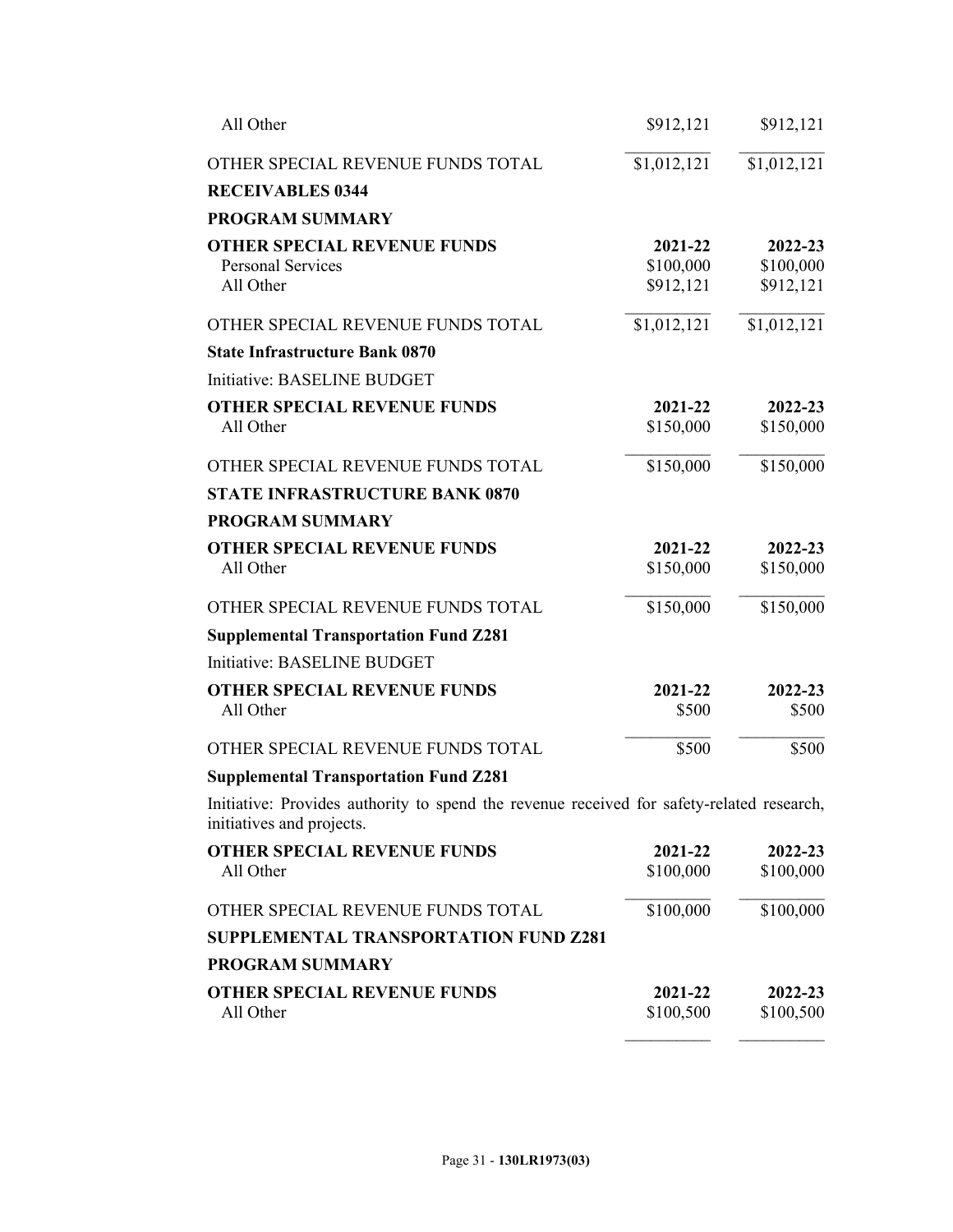| | | |
|---|---|---|
| All Other | $912,121 | $912,121 |
| OTHER SPECIAL REVENUE FUNDS TOTAL | $1,012,121 | $1,012,121 |

**RECEIVABLES 0344**

**PROGRAM SUMMARY**

| **OTHER SPECIAL REVENUE FUNDS** | **2021-22** | **2022-23** |
|---|---|---|
| Personal Services | $100,000 | $100,000 |
| All Other | $912,121 | $912,121 |
| OTHER SPECIAL REVENUE FUNDS TOTAL | $1,012,121 | $1,012,121 |

**State Infrastructure Bank 0870**

Initiative: BASELINE BUDGET

| **OTHER SPECIAL REVENUE FUNDS** | **2021-22** | **2022-23** |
|---|---|---|
| All Other | $150,000 | $150,000 |
| OTHER SPECIAL REVENUE FUNDS TOTAL | $150,000 | $150,000 |

**STATE INFRASTRUCTURE BANK 0870**

**PROGRAM SUMMARY**

| **OTHER SPECIAL REVENUE FUNDS** | **2021-22** | **2022-23** |
|---|---|---|
| All Other | $150,000 | $150,000 |
| OTHER SPECIAL REVENUE FUNDS TOTAL | $150,000 | $150,000 |

**Supplemental Transportation Fund Z281**

Initiative: BASELINE BUDGET

| **OTHER SPECIAL REVENUE FUNDS** | **2021-22** | **2022-23** |
|---|---|---|
| All Other | $500 | $500 |
| OTHER SPECIAL REVENUE FUNDS TOTAL | $500 | $500 |

**Supplemental Transportation Fund Z281**

Initiative: Provides authority to spend the revenue received for safety-related research, initiatives and projects.

| **OTHER SPECIAL REVENUE FUNDS** | **2021-22** | **2022-23** |
|---|---|---|
| All Other | $100,000 | $100,000 |
| OTHER SPECIAL REVENUE FUNDS TOTAL | $100,000 | $100,000 |

**SUPPLEMENTAL TRANSPORTATION FUND Z281**

**PROGRAM SUMMARY**

| **OTHER SPECIAL REVENUE FUNDS** | **2021-22** | **2022-23** |
|---|---|---|
| All Other | $100,500 | $100,500 |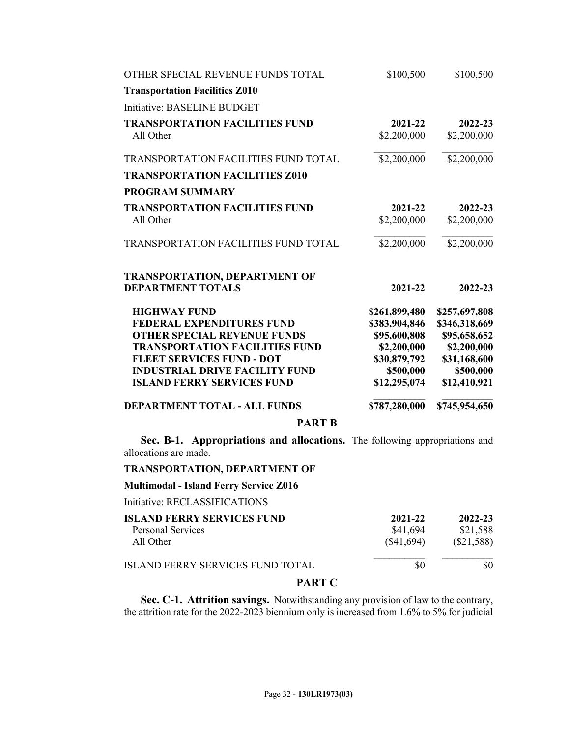| | | |
|---|---|---|
| OTHER SPECIAL REVENUE FUNDS TOTAL | $100,500 | $100,500 |

**Transportation Facilities Z010**

Initiative: BASELINE BUDGET

| **TRANSPORTATION FACILITIES FUND** | **2021-22** | **2022-23** |
|---|---|---|
| All Other | $2,200,000 | $2,200,000 |
| TRANSPORTATION FACILITIES FUND TOTAL | $2,200,000 | $2,200,000 |

**TRANSPORTATION FACILITIES Z010**

**PROGRAM SUMMARY**

| **TRANSPORTATION FACILITIES FUND** | **2021-22** | **2022-23** |
|---|---|---|
| All Other | $2,200,000 | $2,200,000 |
| TRANSPORTATION FACILITIES FUND TOTAL | $2,200,000 | $2,200,000 |

**TRANSPORTATION, DEPARTMENT OF**

| **DEPARTMENT TOTALS** | **2021-22** | **2022-23** |
|---|---|---|
| **HIGHWAY FUND** | **$261,899,480** | **$257,697,808** |
| **FEDERAL EXPENDITURES FUND** | **$383,904,846** | **$346,318,669** |
| **OTHER SPECIAL REVENUE FUNDS** | **$95,600,808** | **$95,658,652** |
| **TRANSPORTATION FACILITIES FUND** | **$2,200,000** | **$2,200,000** |
| **FLEET SERVICES FUND - DOT** | **$30,879,792** | **$31,168,600** |
| **INDUSTRIAL DRIVE FACILITY FUND** | **$500,000** | **$500,000** |
| **ISLAND FERRY SERVICES FUND** | **$12,295,074** | **$12,410,921** |
| **DEPARTMENT TOTAL - ALL FUNDS** | **$787,280,000** | **$745,954,650** |

## PART B

**Sec. B-1. Appropriations and allocations.** The following appropriations and allocations are made.

**TRANSPORTATION, DEPARTMENT OF**

**Multimodal - Island Ferry Service Z016**

Initiative: RECLASSIFICATIONS

| **ISLAND FERRY SERVICES FUND** | **2021-22** | **2022-23** |
|---|---|---|
| Personal Services | $41,694 | $21,588 |
| All Other | ($41,694) | ($21,588) |
| ISLAND FERRY SERVICES FUND TOTAL | $0 | $0 |

## PART C

**Sec. C-1. Attrition savings.** Notwithstanding any provision of law to the contrary, the attrition rate for the 2022-2023 biennium only is increased from 1.6% to 5% for judicial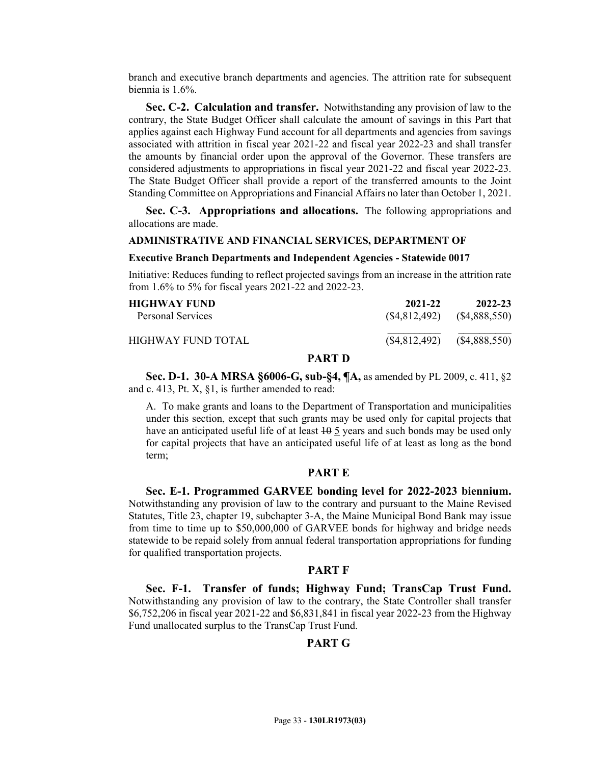branch and executive branch departments and agencies. The attrition rate for subsequent biennia is 1.6%.

**Sec. C-2. Calculation and transfer.** Notwithstanding any provision of law to the contrary, the State Budget Officer shall calculate the amount of savings in this Part that applies against each Highway Fund account for all departments and agencies from savings associated with attrition in fiscal year 2021-22 and fiscal year 2022-23 and shall transfer the amounts by financial order upon the approval of the Governor. These transfers are considered adjustments to appropriations in fiscal year 2021-22 and fiscal year 2022-23. The State Budget Officer shall provide a report of the transferred amounts to the Joint Standing Committee on Appropriations and Financial Affairs no later than October 1, 2021.

**Sec. C-3. Appropriations and allocations.** The following appropriations and allocations are made.

**ADMINISTRATIVE AND FINANCIAL SERVICES, DEPARTMENT OF**

**Executive Branch Departments and Independent Agencies - Statewide 0017**

Initiative: Reduces funding to reflect projected savings from an increase in the attrition rate from 1.6% to 5% for fiscal years 2021-22 and 2022-23.

| **HIGHWAY FUND** | **2021-22** | **2022-23** |
|---|---|---|
| Personal Services | ($4,812,492) | ($4,888,550) |
| HIGHWAY FUND TOTAL | ($4,812,492) | ($4,888,550) |

## PART D

**Sec. D-1. 30-A MRSA §6006-G, sub-§4, ¶A,** as amended by PL 2009, c. 411, §2 and c. 413, Pt. X, §1, is further amended to read:

A. To make grants and loans to the Department of Transportation and municipalities under this section, except that such grants may be used only for capital projects that have an anticipated useful life of at least ~~10~~ 5 years and such bonds may be used only for capital projects that have an anticipated useful life of at least as long as the bond term;

## PART E

**Sec. E-1. Programmed GARVEE bonding level for 2022-2023 biennium.** Notwithstanding any provision of law to the contrary and pursuant to the Maine Revised Statutes, Title 23, chapter 19, subchapter 3-A, the Maine Municipal Bond Bank may issue from time to time up to $50,000,000 of GARVEE bonds for highway and bridge needs statewide to be repaid solely from annual federal transportation appropriations for funding for qualified transportation projects.

## PART F

**Sec. F-1. Transfer of funds; Highway Fund; TransCap Trust Fund.** Notwithstanding any provision of law to the contrary, the State Controller shall transfer $6,752,206 in fiscal year 2021-22 and $6,831,841 in fiscal year 2022-23 from the Highway Fund unallocated surplus to the TransCap Trust Fund.

## PART G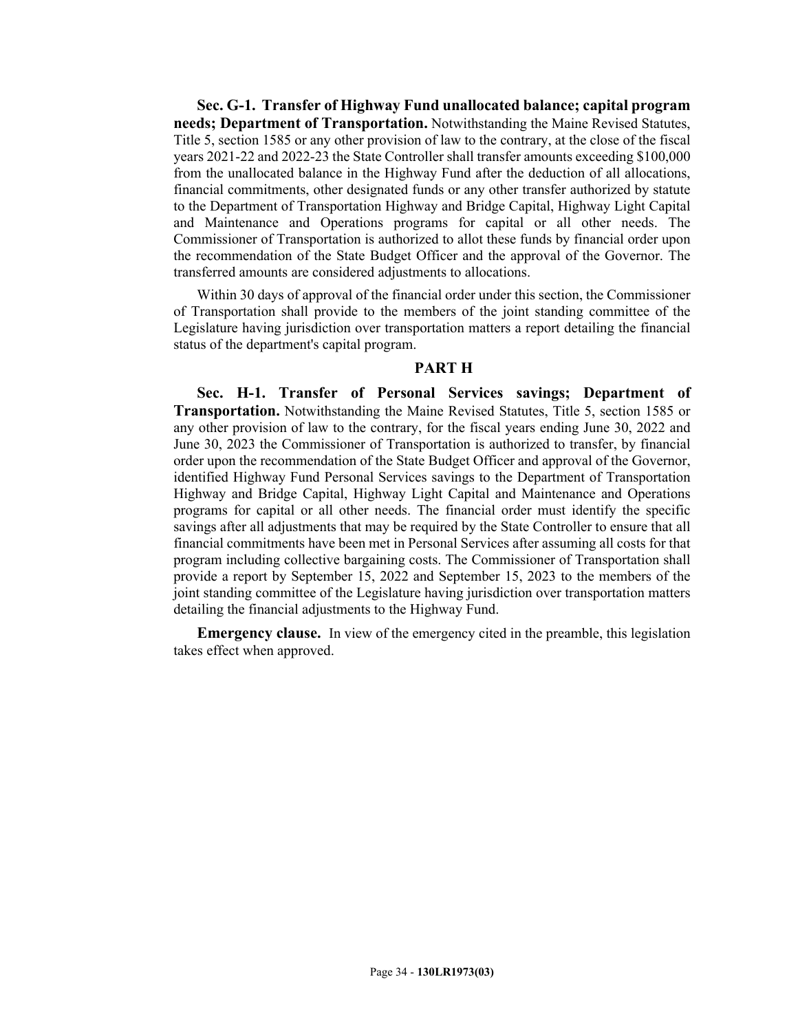**Sec. G-1. Transfer of Highway Fund unallocated balance; capital program needs; Department of Transportation.** Notwithstanding the Maine Revised Statutes, Title 5, section 1585 or any other provision of law to the contrary, at the close of the fiscal years 2021-22 and 2022-23 the State Controller shall transfer amounts exceeding $100,000 from the unallocated balance in the Highway Fund after the deduction of all allocations, financial commitments, other designated funds or any other transfer authorized by statute to the Department of Transportation Highway and Bridge Capital, Highway Light Capital and Maintenance and Operations programs for capital or all other needs. The Commissioner of Transportation is authorized to allot these funds by financial order upon the recommendation of the State Budget Officer and the approval of the Governor. The transferred amounts are considered adjustments to allocations.

Within 30 days of approval of the financial order under this section, the Commissioner of Transportation shall provide to the members of the joint standing committee of the Legislature having jurisdiction over transportation matters a report detailing the financial status of the department's capital program.

## PART H

**Sec. H-1. Transfer of Personal Services savings; Department of Transportation.** Notwithstanding the Maine Revised Statutes, Title 5, section 1585 or any other provision of law to the contrary, for the fiscal years ending June 30, 2022 and June 30, 2023 the Commissioner of Transportation is authorized to transfer, by financial order upon the recommendation of the State Budget Officer and approval of the Governor, identified Highway Fund Personal Services savings to the Department of Transportation Highway and Bridge Capital, Highway Light Capital and Maintenance and Operations programs for capital or all other needs. The financial order must identify the specific savings after all adjustments that may be required by the State Controller to ensure that all financial commitments have been met in Personal Services after assuming all costs for that program including collective bargaining costs. The Commissioner of Transportation shall provide a report by September 15, 2022 and September 15, 2023 to the members of the joint standing committee of the Legislature having jurisdiction over transportation matters detailing the financial adjustments to the Highway Fund.

**Emergency clause.** In view of the emergency cited in the preamble, this legislation takes effect when approved.